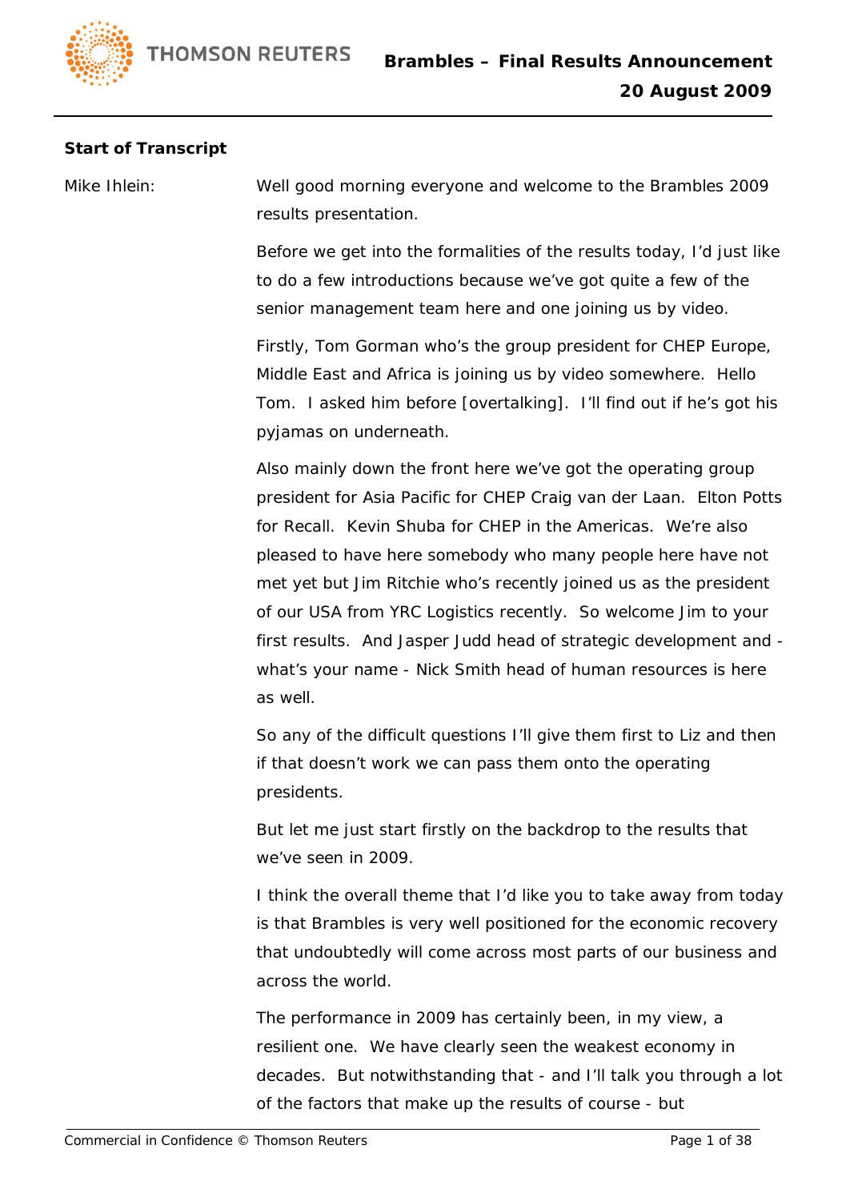**Start of Transcript**

Mike Ihlein: Well good morning everyone and welcome to the Brambles 2009 results presentation.

Before we get into the formalities of the results today, I'd just like to do a few introductions because we've got quite a few of the senior management team here and one joining us by video.

Firstly, Tom Gorman who's the group president for CHEP Europe, Middle East and Africa is joining us by video somewhere. Hello Tom. I asked him before [overtalking]. I'll find out if he's got his pyjamas on underneath.

Also mainly down the front here we've got the operating group president for Asia Pacific for CHEP Craig van der Laan. Elton Potts for Recall. Kevin Shuba for CHEP in the Americas. We're also pleased to have here somebody who many people here have not met yet but Jim Ritchie who's recently joined us as the president of our USA from YRC Logistics recently. So welcome Jim to your first results. And Jasper Judd head of strategic development and - what's your name - Nick Smith head of human resources is here as well.

So any of the difficult questions I'll give them first to Liz and then if that doesn't work we can pass them onto the operating presidents.

But let me just start firstly on the backdrop to the results that we've seen in 2009.

I think the overall theme that I'd like you to take away from today is that Brambles is very well positioned for the economic recovery that undoubtedly will come across most parts of our business and across the world.

The performance in 2009 has certainly been, in my view, a resilient one. We have clearly seen the weakest economy in decades. But notwithstanding that - and I'll talk you through a lot of the factors that make up the results of course - but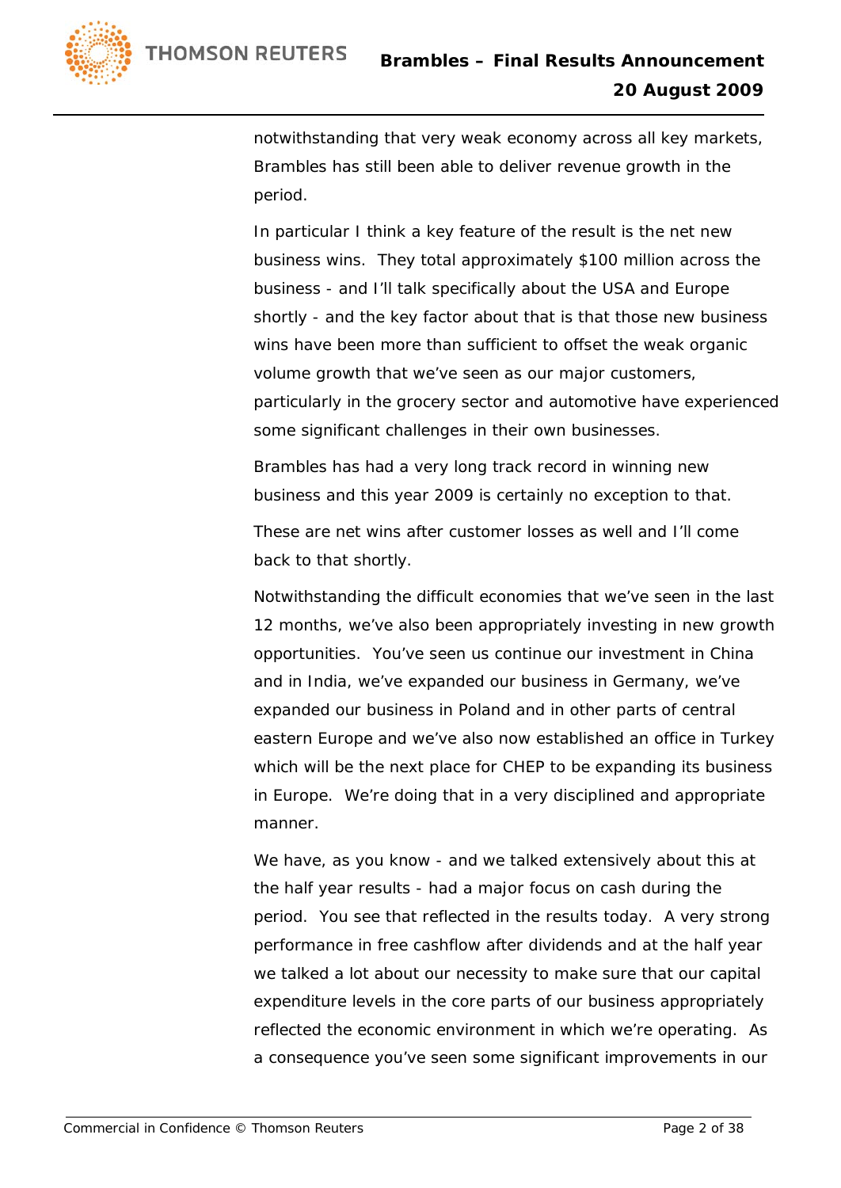notwithstanding that very weak economy across all key markets, Brambles has still been able to deliver revenue growth in the period.

In particular I think a key feature of the result is the net new business wins. They total approximately $100 million across the business - and I'll talk specifically about the USA and Europe shortly - and the key factor about that is that those new business wins have been more than sufficient to offset the weak organic volume growth that we've seen as our major customers, particularly in the grocery sector and automotive have experienced some significant challenges in their own businesses.

Brambles has had a very long track record in winning new business and this year 2009 is certainly no exception to that.

These are net wins after customer losses as well and I'll come back to that shortly.

Notwithstanding the difficult economies that we've seen in the last 12 months, we've also been appropriately investing in new growth opportunities. You've seen us continue our investment in China and in India, we've expanded our business in Germany, we've expanded our business in Poland and in other parts of central eastern Europe and we've also now established an office in Turkey which will be the next place for CHEP to be expanding its business in Europe. We're doing that in a very disciplined and appropriate manner.

We have, as you know - and we talked extensively about this at the half year results - had a major focus on cash during the period. You see that reflected in the results today. A very strong performance in free cashflow after dividends and at the half year we talked a lot about our necessity to make sure that our capital expenditure levels in the core parts of our business appropriately reflected the economic environment in which we're operating. As a consequence you've seen some significant improvements in our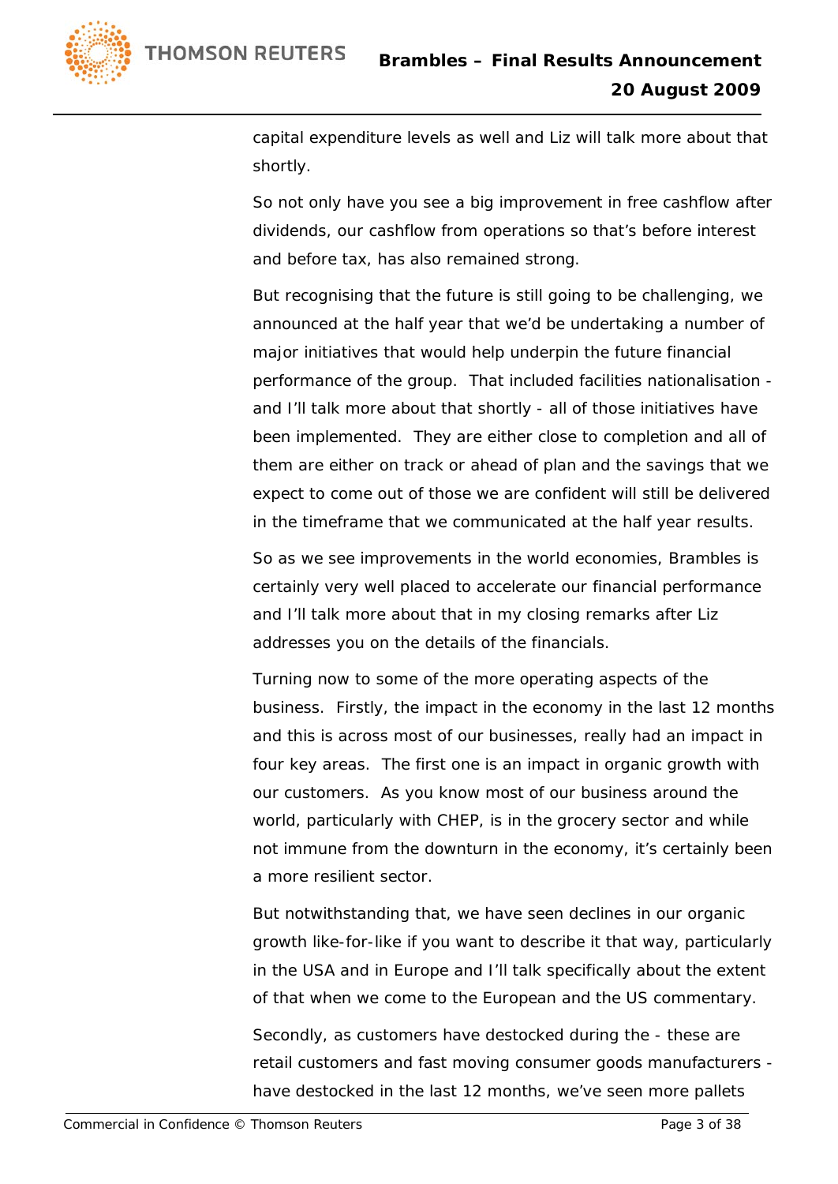capital expenditure levels as well and Liz will talk more about that shortly.

So not only have you see a big improvement in free cashflow after dividends, our cashflow from operations so that's before interest and before tax, has also remained strong.

But recognising that the future is still going to be challenging, we announced at the half year that we'd be undertaking a number of major initiatives that would help underpin the future financial performance of the group. That included facilities nationalisation - and I'll talk more about that shortly - all of those initiatives have been implemented. They are either close to completion and all of them are either on track or ahead of plan and the savings that we expect to come out of those we are confident will still be delivered in the timeframe that we communicated at the half year results.

So as we see improvements in the world economies, Brambles is certainly very well placed to accelerate our financial performance and I'll talk more about that in my closing remarks after Liz addresses you on the details of the financials.

Turning now to some of the more operating aspects of the business. Firstly, the impact in the economy in the last 12 months and this is across most of our businesses, really had an impact in four key areas. The first one is an impact in organic growth with our customers. As you know most of our business around the world, particularly with CHEP, is in the grocery sector and while not immune from the downturn in the economy, it's certainly been a more resilient sector.

But notwithstanding that, we have seen declines in our organic growth like-for-like if you want to describe it that way, particularly in the USA and in Europe and I'll talk specifically about the extent of that when we come to the European and the US commentary.

Secondly, as customers have destocked during the - these are retail customers and fast moving consumer goods manufacturers - have destocked in the last 12 months, we've seen more pallets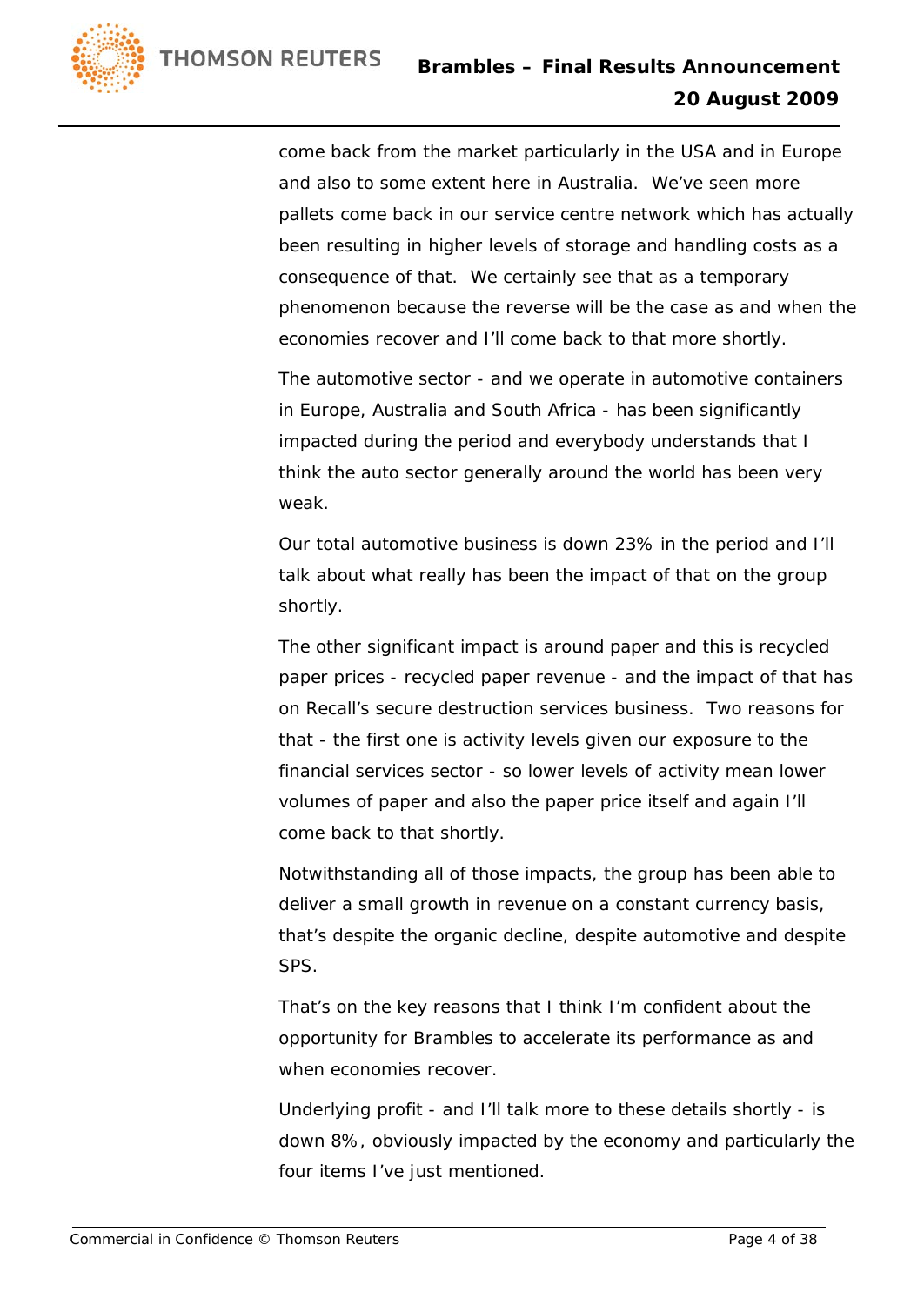come back from the market particularly in the USA and in Europe and also to some extent here in Australia. We've seen more pallets come back in our service centre network which has actually been resulting in higher levels of storage and handling costs as a consequence of that. We certainly see that as a temporary phenomenon because the reverse will be the case as and when the economies recover and I'll come back to that more shortly.

The automotive sector - and we operate in automotive containers in Europe, Australia and South Africa - has been significantly impacted during the period and everybody understands that I think the auto sector generally around the world has been very weak.

Our total automotive business is down 23% in the period and I'll talk about what really has been the impact of that on the group shortly.

The other significant impact is around paper and this is recycled paper prices - recycled paper revenue - and the impact of that has on Recall's secure destruction services business. Two reasons for that - the first one is activity levels given our exposure to the financial services sector - so lower levels of activity mean lower volumes of paper and also the paper price itself and again I'll come back to that shortly.

Notwithstanding all of those impacts, the group has been able to deliver a small growth in revenue on a constant currency basis, that's despite the organic decline, despite automotive and despite SPS.

That's on the key reasons that I think I'm confident about the opportunity for Brambles to accelerate its performance as and when economies recover.

Underlying profit - and I'll talk more to these details shortly - is down 8%, obviously impacted by the economy and particularly the four items I've just mentioned.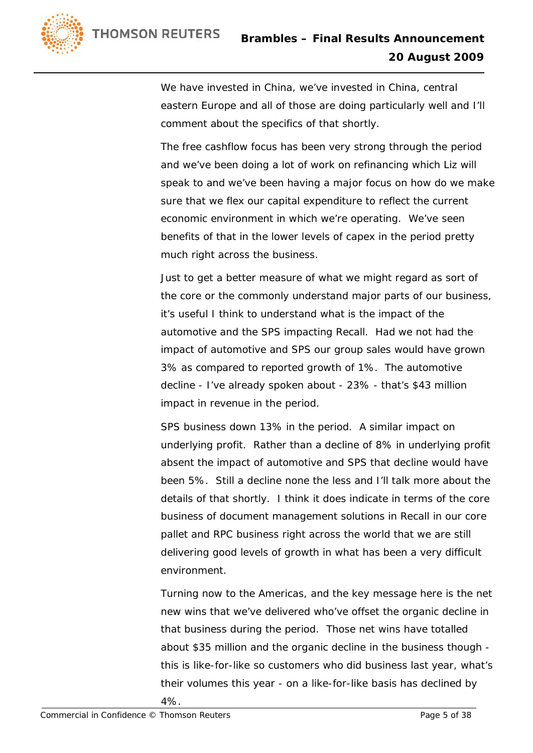We have invested in China, we've invested in China, central eastern Europe and all of those are doing particularly well and I'll comment about the specifics of that shortly.

The free cashflow focus has been very strong through the period and we've been doing a lot of work on refinancing which Liz will speak to and we've been having a major focus on how do we make sure that we flex our capital expenditure to reflect the current economic environment in which we're operating.  We've seen benefits of that in the lower levels of capex in the period pretty much right across the business.

Just to get a better measure of what we might regard as sort of the core or the commonly understand major parts of our business, it's useful I think to understand what is the impact of the automotive and the SPS impacting Recall.  Had we not had the impact of automotive and SPS our group sales would have grown 3% as compared to reported growth of 1%.  The automotive decline - I've already spoken about - 23% - that's $43 million impact in revenue in the period.

SPS business down 13% in the period.  A similar impact on underlying profit.  Rather than a decline of 8% in underlying profit absent the impact of automotive and SPS that decline would have been 5%.  Still a decline none the less and I'll talk more about the details of that shortly.  I think it does indicate in terms of the core business of document management solutions in Recall in our core pallet and RPC business right across the world that we are still delivering good levels of growth in what has been a very difficult environment.

Turning now to the Americas, and the key message here is the net new wins that we've delivered who've offset the organic decline in that business during the period.  Those net wins have totalled about $35 million and the organic decline in the business though - this is like-for-like so customers who did business last year, what's their volumes this year - on a like-for-like basis has declined by 4%.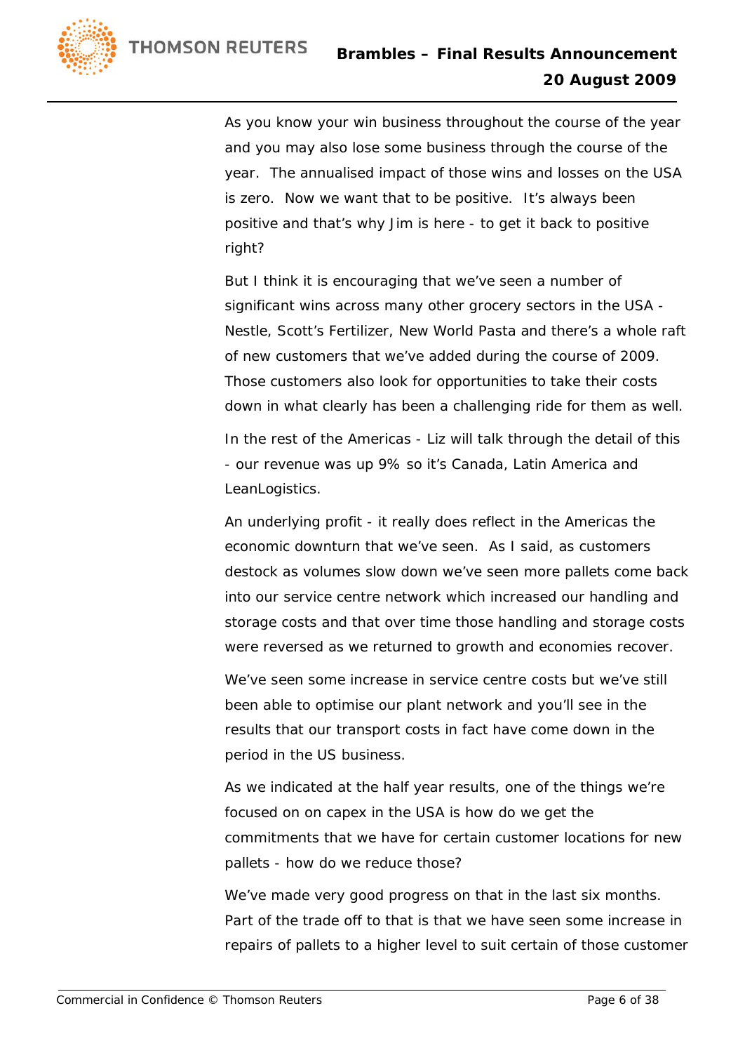As you know your win business throughout the course of the year and you may also lose some business through the course of the year. The annualised impact of those wins and losses on the USA is zero. Now we want that to be positive. It's always been positive and that's why Jim is here - to get it back to positive right?

But I think it is encouraging that we've seen a number of significant wins across many other grocery sectors in the USA - Nestle, Scott's Fertilizer, New World Pasta and there's a whole raft of new customers that we've added during the course of 2009. Those customers also look for opportunities to take their costs down in what clearly has been a challenging ride for them as well.

In the rest of the Americas - Liz will talk through the detail of this - our revenue was up 9% so it's Canada, Latin America and LeanLogistics.

An underlying profit - it really does reflect in the Americas the economic downturn that we've seen. As I said, as customers destock as volumes slow down we've seen more pallets come back into our service centre network which increased our handling and storage costs and that over time those handling and storage costs were reversed as we returned to growth and economies recover.

We've seen some increase in service centre costs but we've still been able to optimise our plant network and you'll see in the results that our transport costs in fact have come down in the period in the US business.

As we indicated at the half year results, one of the things we're focused on on capex in the USA is how do we get the commitments that we have for certain customer locations for new pallets - how do we reduce those?

We've made very good progress on that in the last six months. Part of the trade off to that is that we have seen some increase in repairs of pallets to a higher level to suit certain of those customer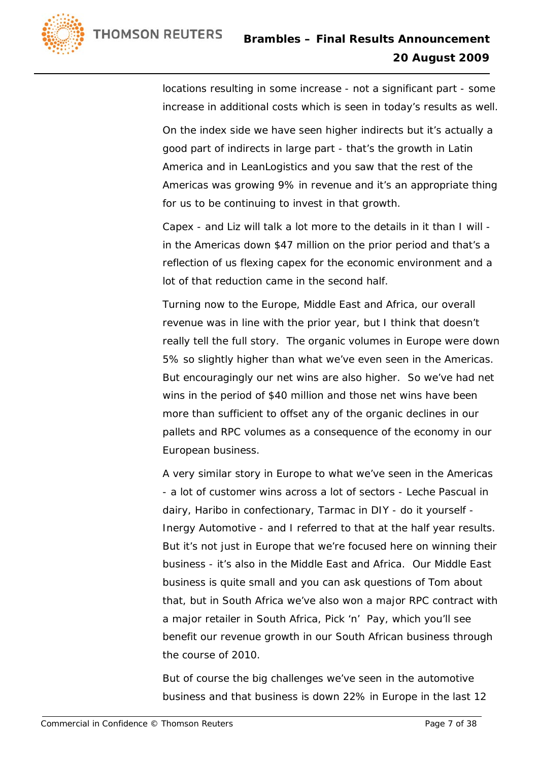locations resulting in some increase - not a significant part - some increase in additional costs which is seen in today's results as well.

On the index side we have seen higher indirects but it's actually a good part of indirects in large part - that's the growth in Latin America and in LeanLogistics and you saw that the rest of the Americas was growing 9% in revenue and it's an appropriate thing for us to be continuing to invest in that growth.

Capex - and Liz will talk a lot more to the details in it than I will - in the Americas down $47 million on the prior period and that's a reflection of us flexing capex for the economic environment and a lot of that reduction came in the second half.

Turning now to the Europe, Middle East and Africa, our overall revenue was in line with the prior year, but I think that doesn't really tell the full story. The organic volumes in Europe were down 5% so slightly higher than what we've even seen in the Americas. But encouragingly our net wins are also higher. So we've had net wins in the period of $40 million and those net wins have been more than sufficient to offset any of the organic declines in our pallets and RPC volumes as a consequence of the economy in our European business.

A very similar story in Europe to what we've seen in the Americas - a lot of customer wins across a lot of sectors - Leche Pascual in dairy, Haribo in confectionary, Tarmac in DIY - do it yourself - Inergy Automotive - and I referred to that at the half year results. But it's not just in Europe that we're focused here on winning their business - it's also in the Middle East and Africa. Our Middle East business is quite small and you can ask questions of Tom about that, but in South Africa we've also won a major RPC contract with a major retailer in South Africa, Pick 'n' Pay, which you'll see benefit our revenue growth in our South African business through the course of 2010.

But of course the big challenges we've seen in the automotive business and that business is down 22% in Europe in the last 12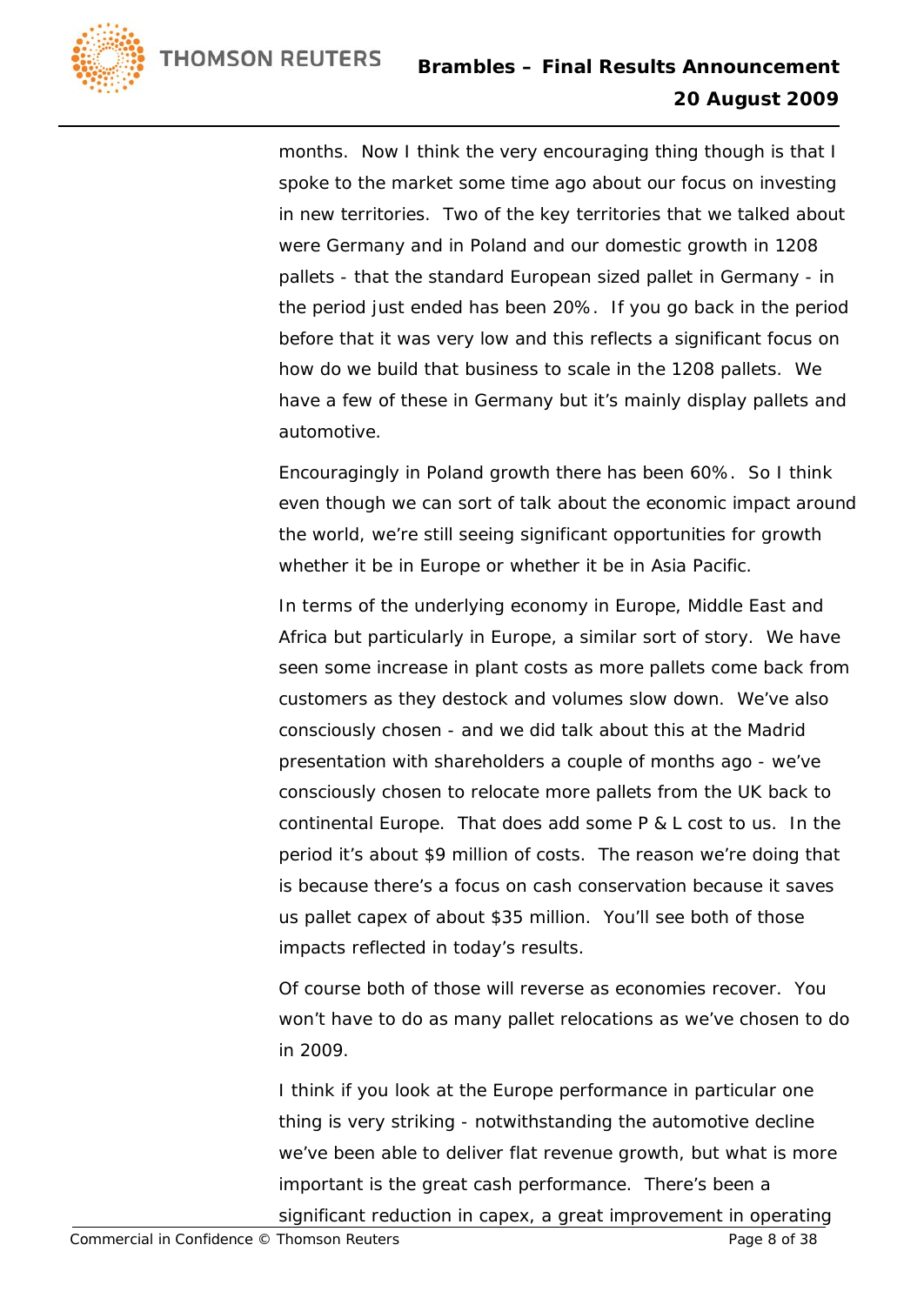months. Now I think the very encouraging thing though is that I spoke to the market some time ago about our focus on investing in new territories. Two of the key territories that we talked about were Germany and in Poland and our domestic growth in 1208 pallets - that the standard European sized pallet in Germany - in the period just ended has been 20%. If you go back in the period before that it was very low and this reflects a significant focus on how do we build that business to scale in the 1208 pallets. We have a few of these in Germany but it's mainly display pallets and automotive.

Encouragingly in Poland growth there has been 60%. So I think even though we can sort of talk about the economic impact around the world, we're still seeing significant opportunities for growth whether it be in Europe or whether it be in Asia Pacific.

In terms of the underlying economy in Europe, Middle East and Africa but particularly in Europe, a similar sort of story. We have seen some increase in plant costs as more pallets come back from customers as they destock and volumes slow down. We've also consciously chosen - and we did talk about this at the Madrid presentation with shareholders a couple of months ago - we've consciously chosen to relocate more pallets from the UK back to continental Europe. That does add some P & L cost to us. In the period it's about $9 million of costs. The reason we're doing that is because there's a focus on cash conservation because it saves us pallet capex of about $35 million. You'll see both of those impacts reflected in today's results.

Of course both of those will reverse as economies recover. You won't have to do as many pallet relocations as we've chosen to do in 2009.

I think if you look at the Europe performance in particular one thing is very striking - notwithstanding the automotive decline we've been able to deliver flat revenue growth, but what is more important is the great cash performance. There's been a significant reduction in capex, a great improvement in operating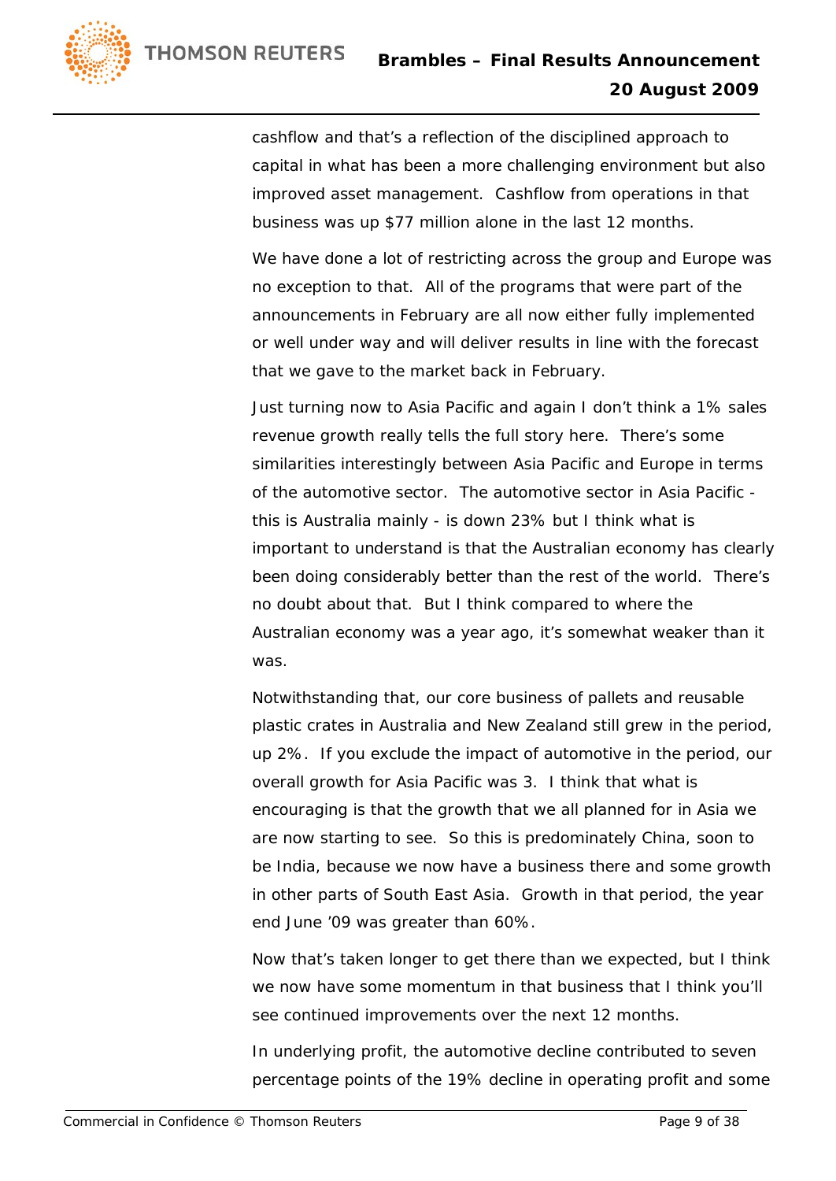cashflow and that's a reflection of the disciplined approach to capital in what has been a more challenging environment but also improved asset management. Cashflow from operations in that business was up $77 million alone in the last 12 months.

We have done a lot of restricting across the group and Europe was no exception to that. All of the programs that were part of the announcements in February are all now either fully implemented or well under way and will deliver results in line with the forecast that we gave to the market back in February.

Just turning now to Asia Pacific and again I don't think a 1% sales revenue growth really tells the full story here. There's some similarities interestingly between Asia Pacific and Europe in terms of the automotive sector. The automotive sector in Asia Pacific - this is Australia mainly - is down 23% but I think what is important to understand is that the Australian economy has clearly been doing considerably better than the rest of the world. There's no doubt about that. But I think compared to where the Australian economy was a year ago, it's somewhat weaker than it was.

Notwithstanding that, our core business of pallets and reusable plastic crates in Australia and New Zealand still grew in the period, up 2%. If you exclude the impact of automotive in the period, our overall growth for Asia Pacific was 3. I think that what is encouraging is that the growth that we all planned for in Asia we are now starting to see. So this is predominately China, soon to be India, because we now have a business there and some growth in other parts of South East Asia. Growth in that period, the year end June '09 was greater than 60%.

Now that's taken longer to get there than we expected, but I think we now have some momentum in that business that I think you'll see continued improvements over the next 12 months.

In underlying profit, the automotive decline contributed to seven percentage points of the 19% decline in operating profit and some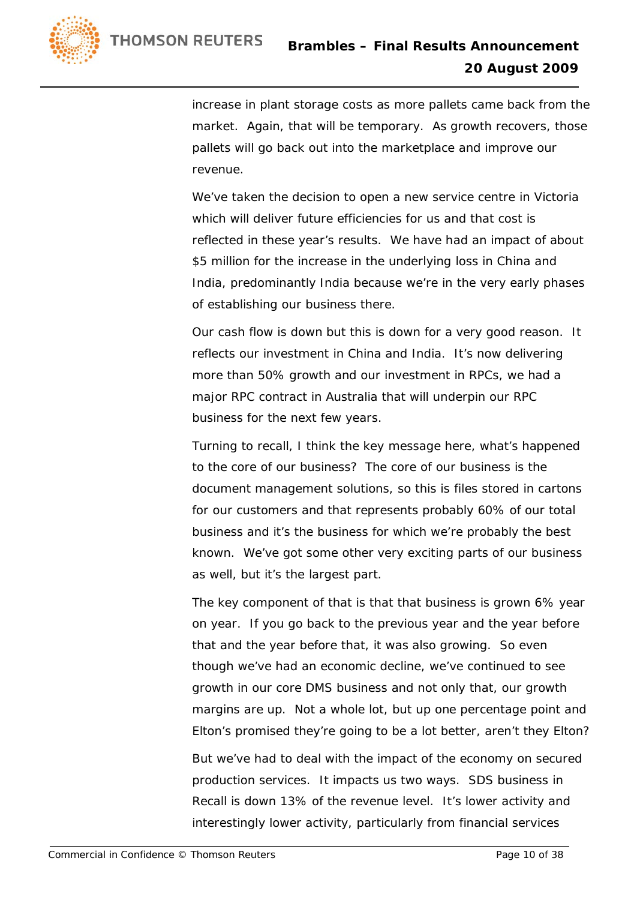increase in plant storage costs as more pallets came back from the market. Again, that will be temporary. As growth recovers, those pallets will go back out into the marketplace and improve our revenue.

We've taken the decision to open a new service centre in Victoria which will deliver future efficiencies for us and that cost is reflected in these year's results. We have had an impact of about $5 million for the increase in the underlying loss in China and India, predominantly India because we're in the very early phases of establishing our business there.

Our cash flow is down but this is down for a very good reason. It reflects our investment in China and India. It's now delivering more than 50% growth and our investment in RPCs, we had a major RPC contract in Australia that will underpin our RPC business for the next few years.

Turning to recall, I think the key message here, what's happened to the core of our business? The core of our business is the document management solutions, so this is files stored in cartons for our customers and that represents probably 60% of our total business and it's the business for which we're probably the best known. We've got some other very exciting parts of our business as well, but it's the largest part.

The key component of that is that that business is grown 6% year on year. If you go back to the previous year and the year before that and the year before that, it was also growing. So even though we've had an economic decline, we've continued to see growth in our core DMS business and not only that, our growth margins are up. Not a whole lot, but up one percentage point and Elton's promised they're going to be a lot better, aren't they Elton?

But we've had to deal with the impact of the economy on secured production services. It impacts us two ways. SDS business in Recall is down 13% of the revenue level. It's lower activity and interestingly lower activity, particularly from financial services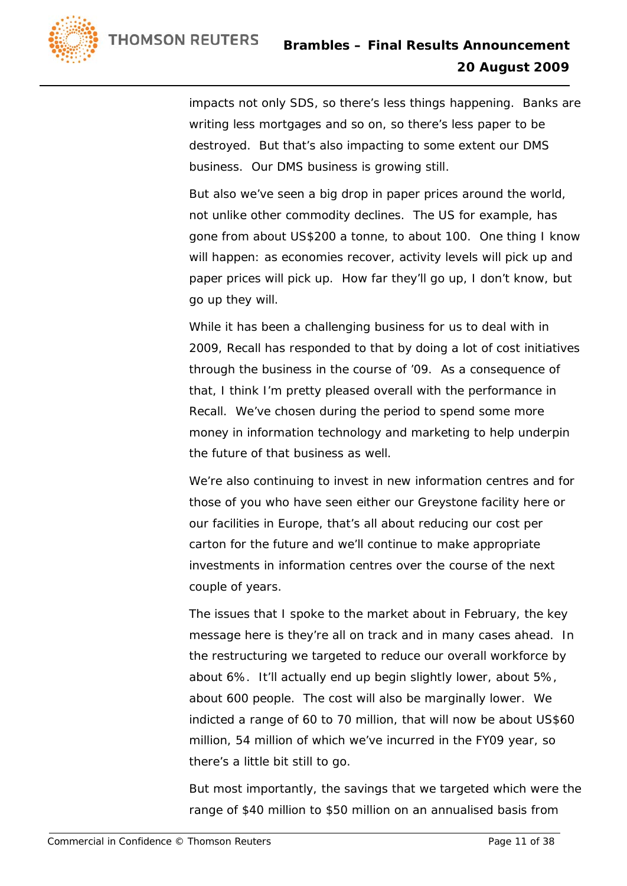impacts not only SDS, so there's less things happening. Banks are writing less mortgages and so on, so there's less paper to be destroyed. But that's also impacting to some extent our DMS business. Our DMS business is growing still.

But also we've seen a big drop in paper prices around the world, not unlike other commodity declines. The US for example, has gone from about US$200 a tonne, to about 100. One thing I know will happen: as economies recover, activity levels will pick up and paper prices will pick up. How far they'll go up, I don't know, but go up they will.

While it has been a challenging business for us to deal with in 2009, Recall has responded to that by doing a lot of cost initiatives through the business in the course of '09. As a consequence of that, I think I'm pretty pleased overall with the performance in Recall. We've chosen during the period to spend some more money in information technology and marketing to help underpin the future of that business as well.

We're also continuing to invest in new information centres and for those of you who have seen either our Greystone facility here or our facilities in Europe, that's all about reducing our cost per carton for the future and we'll continue to make appropriate investments in information centres over the course of the next couple of years.

The issues that I spoke to the market about in February, the key message here is they're all on track and in many cases ahead. In the restructuring we targeted to reduce our overall workforce by about 6%. It'll actually end up begin slightly lower, about 5%, about 600 people. The cost will also be marginally lower. We indicted a range of 60 to 70 million, that will now be about US$60 million, 54 million of which we've incurred in the FY09 year, so there's a little bit still to go.

But most importantly, the savings that we targeted which were the range of $40 million to $50 million on an annualised basis from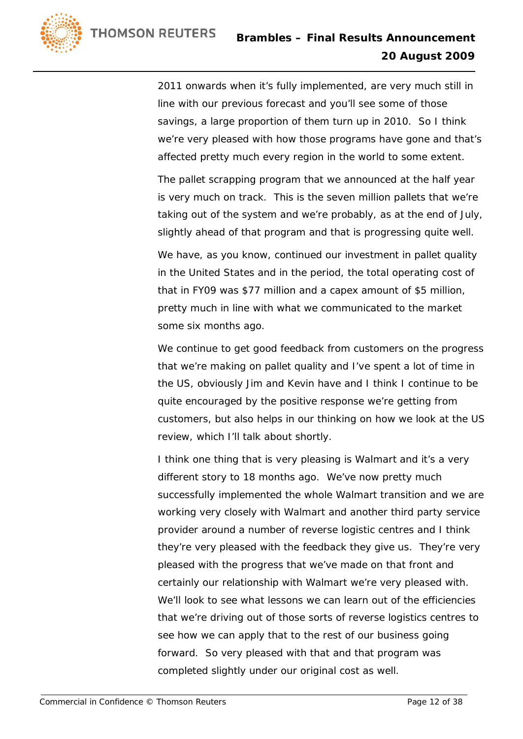2011 onwards when it's fully implemented, are very much still in line with our previous forecast and you'll see some of those savings, a large proportion of them turn up in 2010. So I think we're very pleased with how those programs have gone and that's affected pretty much every region in the world to some extent.

The pallet scrapping program that we announced at the half year is very much on track. This is the seven million pallets that we're taking out of the system and we're probably, as at the end of July, slightly ahead of that program and that is progressing quite well.

We have, as you know, continued our investment in pallet quality in the United States and in the period, the total operating cost of that in FY09 was $77 million and a capex amount of $5 million, pretty much in line with what we communicated to the market some six months ago.

We continue to get good feedback from customers on the progress that we're making on pallet quality and I've spent a lot of time in the US, obviously Jim and Kevin have and I think I continue to be quite encouraged by the positive response we're getting from customers, but also helps in our thinking on how we look at the US review, which I'll talk about shortly.

I think one thing that is very pleasing is Walmart and it's a very different story to 18 months ago. We've now pretty much successfully implemented the whole Walmart transition and we are working very closely with Walmart and another third party service provider around a number of reverse logistic centres and I think they're very pleased with the feedback they give us. They're very pleased with the progress that we've made on that front and certainly our relationship with Walmart we're very pleased with. We'll look to see what lessons we can learn out of the efficiencies that we're driving out of those sorts of reverse logistics centres to see how we can apply that to the rest of our business going forward. So very pleased with that and that program was completed slightly under our original cost as well.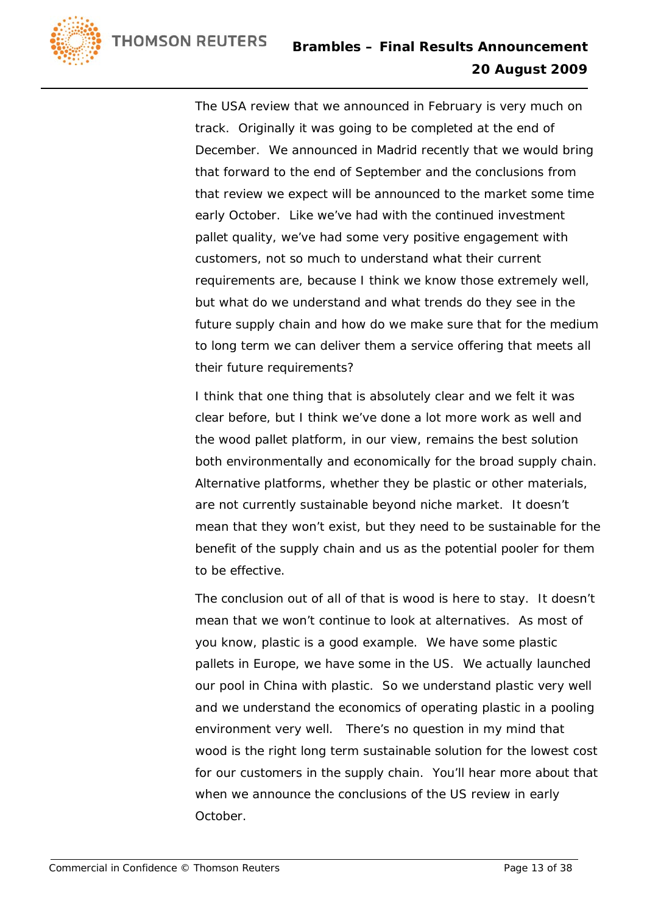The USA review that we announced in February is very much on track. Originally it was going to be completed at the end of December. We announced in Madrid recently that we would bring that forward to the end of September and the conclusions from that review we expect will be announced to the market some time early October. Like we've had with the continued investment pallet quality, we've had some very positive engagement with customers, not so much to understand what their current requirements are, because I think we know those extremely well, but what do we understand and what trends do they see in the future supply chain and how do we make sure that for the medium to long term we can deliver them a service offering that meets all their future requirements?

I think that one thing that is absolutely clear and we felt it was clear before, but I think we've done a lot more work as well and the wood pallet platform, in our view, remains the best solution both environmentally and economically for the broad supply chain. Alternative platforms, whether they be plastic or other materials, are not currently sustainable beyond niche market. It doesn't mean that they won't exist, but they need to be sustainable for the benefit of the supply chain and us as the potential pooler for them to be effective.

The conclusion out of all of that is wood is here to stay. It doesn't mean that we won't continue to look at alternatives. As most of you know, plastic is a good example. We have some plastic pallets in Europe, we have some in the US. We actually launched our pool in China with plastic. So we understand plastic very well and we understand the economics of operating plastic in a pooling environment very well. There's no question in my mind that wood is the right long term sustainable solution for the lowest cost for our customers in the supply chain. You'll hear more about that when we announce the conclusions of the US review in early October.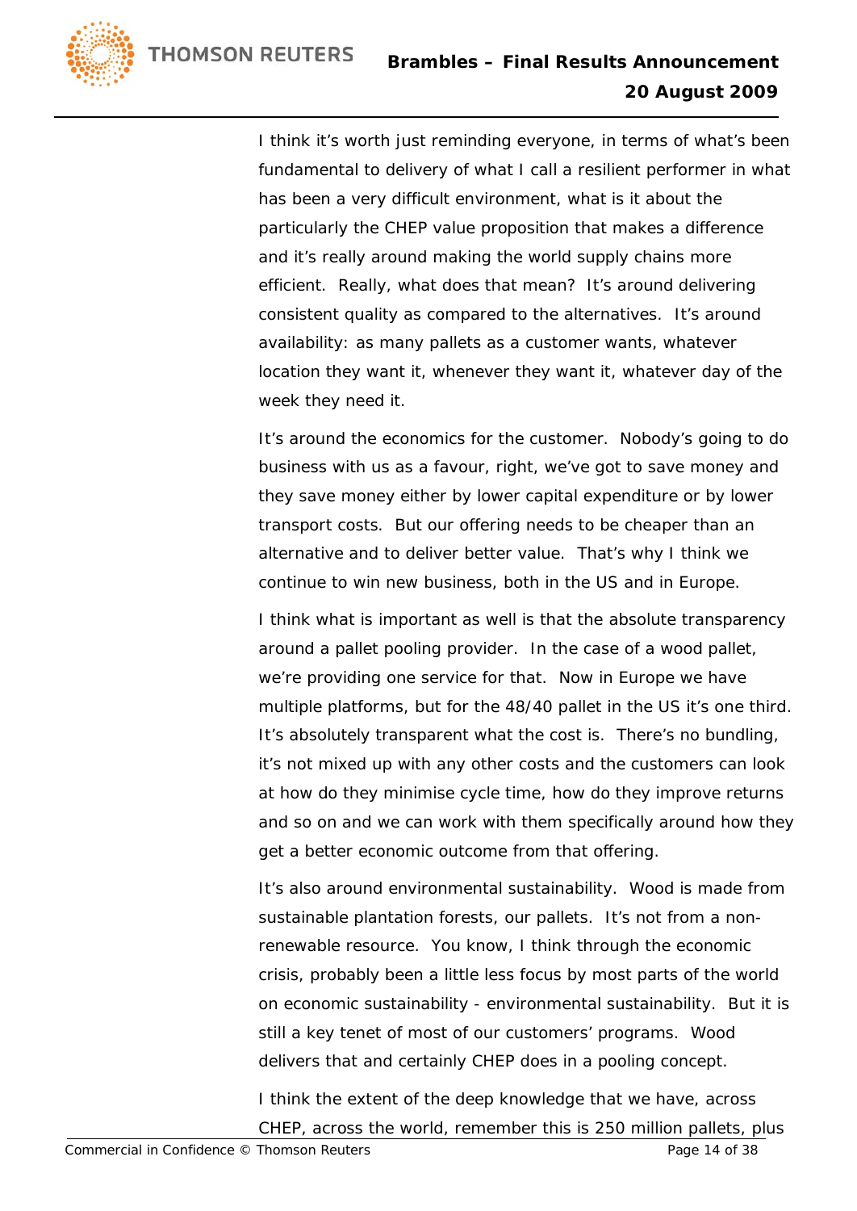I think it's worth just reminding everyone, in terms of what's been fundamental to delivery of what I call a resilient performer in what has been a very difficult environment, what is it about the particularly the CHEP value proposition that makes a difference and it's really around making the world supply chains more efficient. Really, what does that mean? It's around delivering consistent quality as compared to the alternatives. It's around availability: as many pallets as a customer wants, whatever location they want it, whenever they want it, whatever day of the week they need it.

It's around the economics for the customer. Nobody's going to do business with us as a favour, right, we've got to save money and they save money either by lower capital expenditure or by lower transport costs. But our offering needs to be cheaper than an alternative and to deliver better value. That's why I think we continue to win new business, both in the US and in Europe.

I think what is important as well is that the absolute transparency around a pallet pooling provider. In the case of a wood pallet, we're providing one service for that. Now in Europe we have multiple platforms, but for the 48/40 pallet in the US it's one third. It's absolutely transparent what the cost is. There's no bundling, it's not mixed up with any other costs and the customers can look at how do they minimise cycle time, how do they improve returns and so on and we can work with them specifically around how they get a better economic outcome from that offering.

It's also around environmental sustainability. Wood is made from sustainable plantation forests, our pallets. It's not from a non-renewable resource. You know, I think through the economic crisis, probably been a little less focus by most parts of the world on economic sustainability - environmental sustainability. But it is still a key tenet of most of our customers' programs. Wood delivers that and certainly CHEP does in a pooling concept.

I think the extent of the deep knowledge that we have, across CHEP, across the world, remember this is 250 million pallets, plus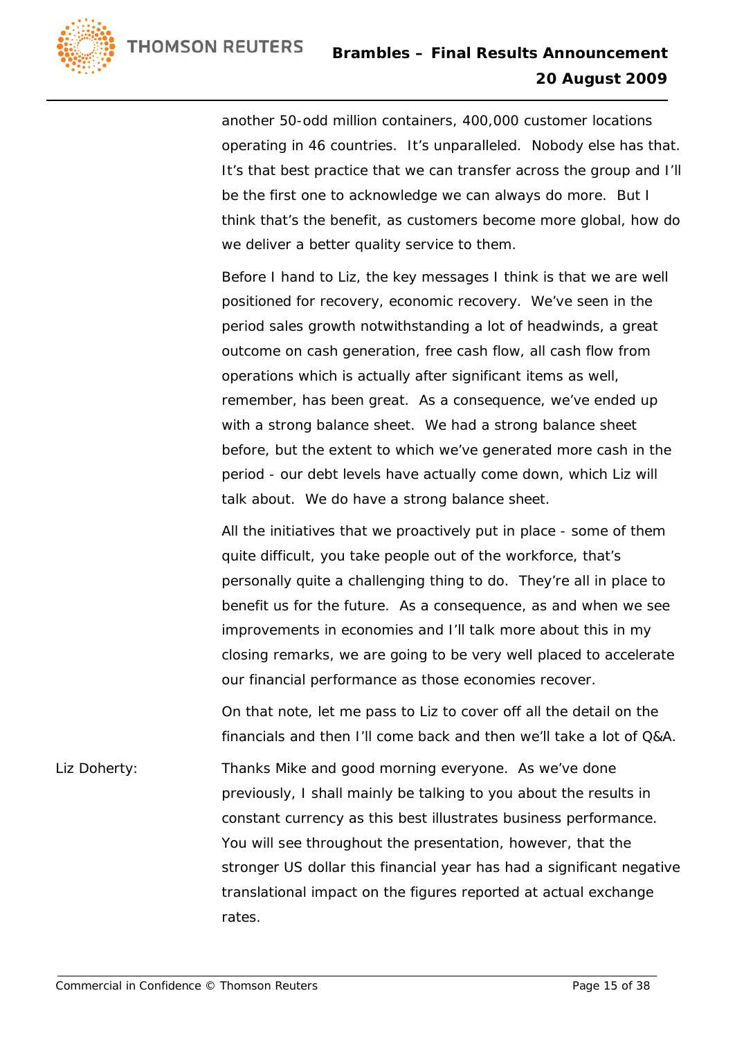another 50-odd million containers, 400,000 customer locations operating in 46 countries. It's unparalleled. Nobody else has that. It's that best practice that we can transfer across the group and I'll be the first one to acknowledge we can always do more. But I think that's the benefit, as customers become more global, how do we deliver a better quality service to them.

Before I hand to Liz, the key messages I think is that we are well positioned for recovery, economic recovery. We've seen in the period sales growth notwithstanding a lot of headwinds, a great outcome on cash generation, free cash flow, all cash flow from operations which is actually after significant items as well, remember, has been great. As a consequence, we've ended up with a strong balance sheet. We had a strong balance sheet before, but the extent to which we've generated more cash in the period - our debt levels have actually come down, which Liz will talk about. We do have a strong balance sheet.

All the initiatives that we proactively put in place - some of them quite difficult, you take people out of the workforce, that's personally quite a challenging thing to do. They're all in place to benefit us for the future. As a consequence, as and when we see improvements in economies and I'll talk more about this in my closing remarks, we are going to be very well placed to accelerate our financial performance as those economies recover.

On that note, let me pass to Liz to cover off all the detail on the financials and then I'll come back and then we'll take a lot of Q&A.

Liz Doherty: Thanks Mike and good morning everyone. As we've done previously, I shall mainly be talking to you about the results in constant currency as this best illustrates business performance. You will see throughout the presentation, however, that the stronger US dollar this financial year has had a significant negative translational impact on the figures reported at actual exchange rates.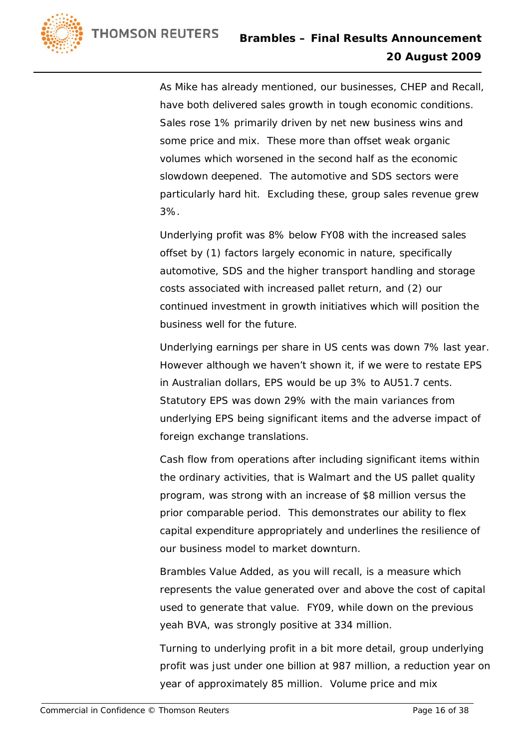As Mike has already mentioned, our businesses, CHEP and Recall, have both delivered sales growth in tough economic conditions. Sales rose 1% primarily driven by net new business wins and some price and mix. These more than offset weak organic volumes which worsened in the second half as the economic slowdown deepened. The automotive and SDS sectors were particularly hard hit. Excluding these, group sales revenue grew 3%.

Underlying profit was 8% below FY08 with the increased sales offset by (1) factors largely economic in nature, specifically automotive, SDS and the higher transport handling and storage costs associated with increased pallet return, and (2) our continued investment in growth initiatives which will position the business well for the future.

Underlying earnings per share in US cents was down 7% last year. However although we haven't shown it, if we were to restate EPS in Australian dollars, EPS would be up 3% to AU51.7 cents. Statutory EPS was down 29% with the main variances from underlying EPS being significant items and the adverse impact of foreign exchange translations.

Cash flow from operations after including significant items within the ordinary activities, that is Walmart and the US pallet quality program, was strong with an increase of $8 million versus the prior comparable period. This demonstrates our ability to flex capital expenditure appropriately and underlines the resilience of our business model to market downturn.

Brambles Value Added, as you will recall, is a measure which represents the value generated over and above the cost of capital used to generate that value. FY09, while down on the previous yeah BVA, was strongly positive at 334 million.

Turning to underlying profit in a bit more detail, group underlying profit was just under one billion at 987 million, a reduction year on year of approximately 85 million. Volume price and mix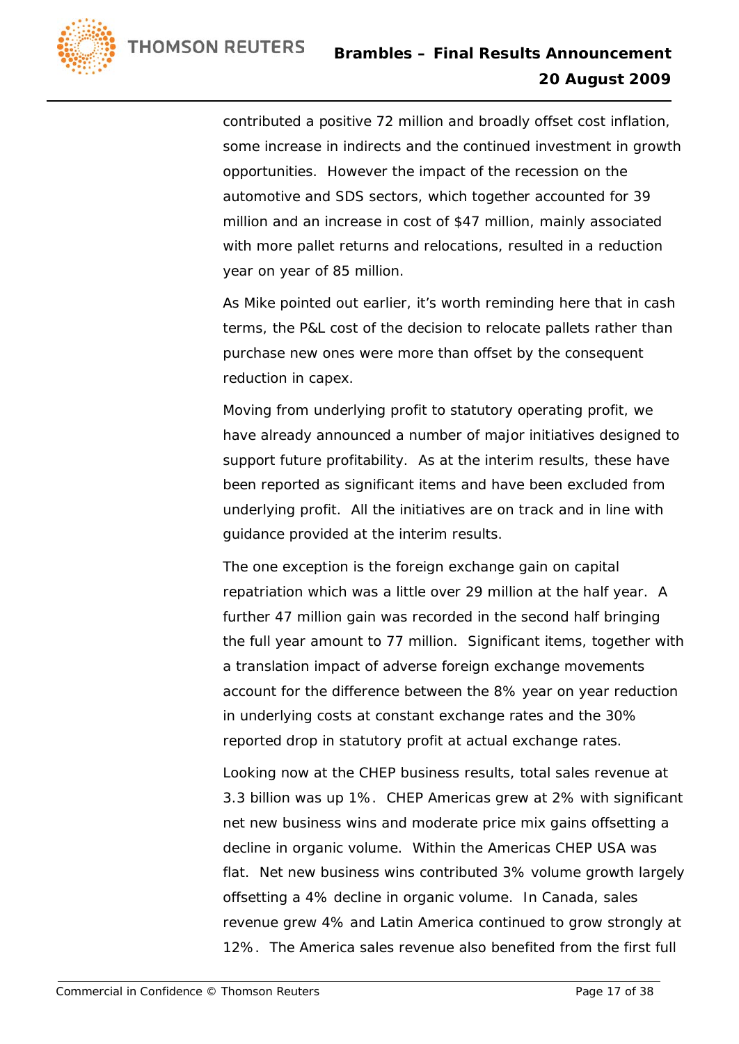contributed a positive 72 million and broadly offset cost inflation, some increase in indirects and the continued investment in growth opportunities. However the impact of the recession on the automotive and SDS sectors, which together accounted for 39 million and an increase in cost of $47 million, mainly associated with more pallet returns and relocations, resulted in a reduction year on year of 85 million.

As Mike pointed out earlier, it's worth reminding here that in cash terms, the P&L cost of the decision to relocate pallets rather than purchase new ones were more than offset by the consequent reduction in capex.

Moving from underlying profit to statutory operating profit, we have already announced a number of major initiatives designed to support future profitability. As at the interim results, these have been reported as significant items and have been excluded from underlying profit. All the initiatives are on track and in line with guidance provided at the interim results.

The one exception is the foreign exchange gain on capital repatriation which was a little over 29 million at the half year. A further 47 million gain was recorded in the second half bringing the full year amount to 77 million. Significant items, together with a translation impact of adverse foreign exchange movements account for the difference between the 8% year on year reduction in underlying costs at constant exchange rates and the 30% reported drop in statutory profit at actual exchange rates.

Looking now at the CHEP business results, total sales revenue at 3.3 billion was up 1%. CHEP Americas grew at 2% with significant net new business wins and moderate price mix gains offsetting a decline in organic volume. Within the Americas CHEP USA was flat. Net new business wins contributed 3% volume growth largely offsetting a 4% decline in organic volume. In Canada, sales revenue grew 4% and Latin America continued to grow strongly at 12%. The America sales revenue also benefited from the first full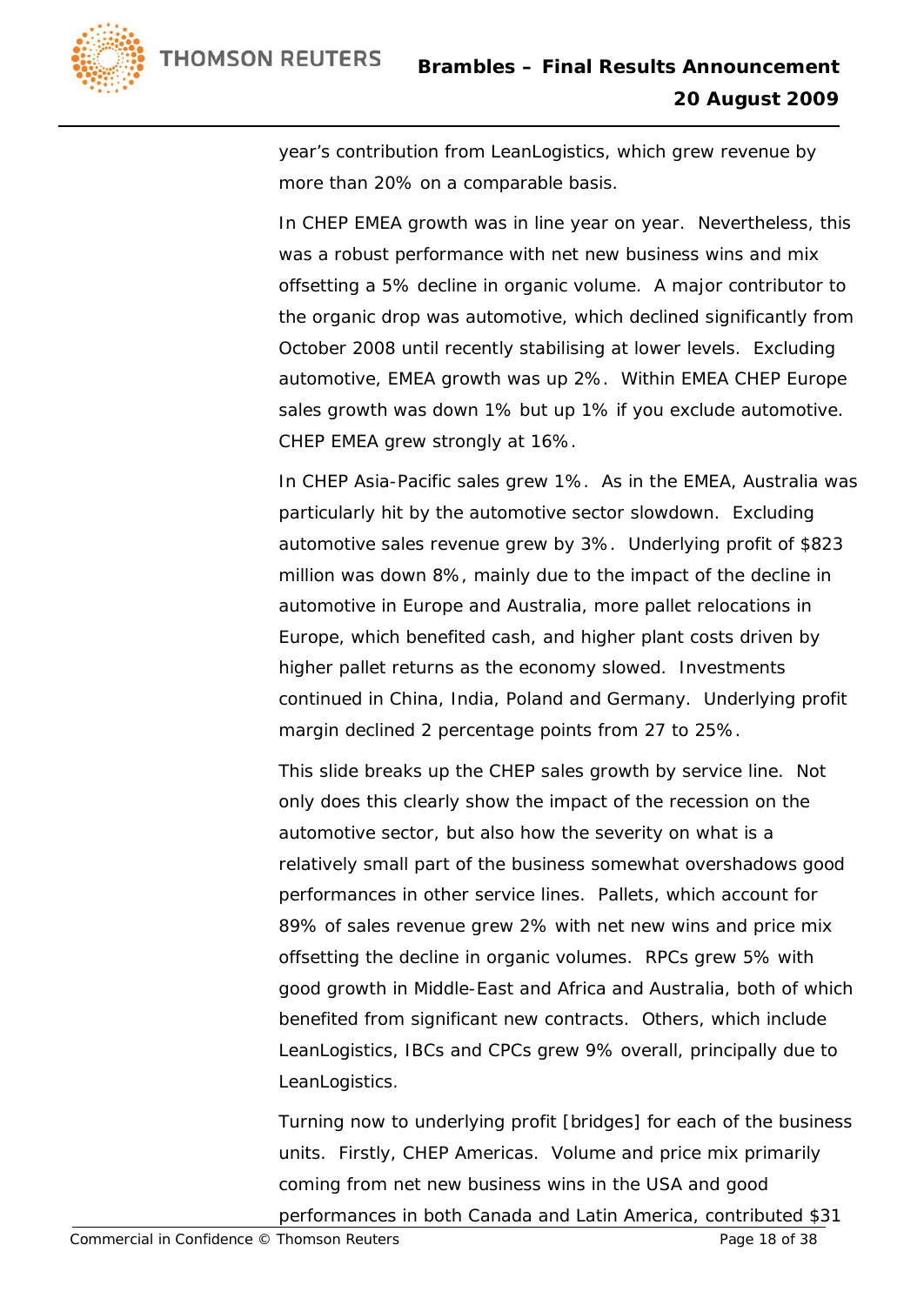year's contribution from LeanLogistics, which grew revenue by more than 20% on a comparable basis.

In CHEP EMEA growth was in line year on year. Nevertheless, this was a robust performance with net new business wins and mix offsetting a 5% decline in organic volume. A major contributor to the organic drop was automotive, which declined significantly from October 2008 until recently stabilising at lower levels. Excluding automotive, EMEA growth was up 2%. Within EMEA CHEP Europe sales growth was down 1% but up 1% if you exclude automotive. CHEP EMEA grew strongly at 16%.

In CHEP Asia-Pacific sales grew 1%. As in the EMEA, Australia was particularly hit by the automotive sector slowdown. Excluding automotive sales revenue grew by 3%. Underlying profit of $823 million was down 8%, mainly due to the impact of the decline in automotive in Europe and Australia, more pallet relocations in Europe, which benefited cash, and higher plant costs driven by higher pallet returns as the economy slowed. Investments continued in China, India, Poland and Germany. Underlying profit margin declined 2 percentage points from 27 to 25%.

This slide breaks up the CHEP sales growth by service line. Not only does this clearly show the impact of the recession on the automotive sector, but also how the severity on what is a relatively small part of the business somewhat overshadows good performances in other service lines. Pallets, which account for 89% of sales revenue grew 2% with net new wins and price mix offsetting the decline in organic volumes. RPCs grew 5% with good growth in Middle-East and Africa and Australia, both of which benefited from significant new contracts. Others, which include LeanLogistics, IBCs and CPCs grew 9% overall, principally due to LeanLogistics.

Turning now to underlying profit [bridges] for each of the business units. Firstly, CHEP Americas. Volume and price mix primarily coming from net new business wins in the USA and good performances in both Canada and Latin America, contributed $31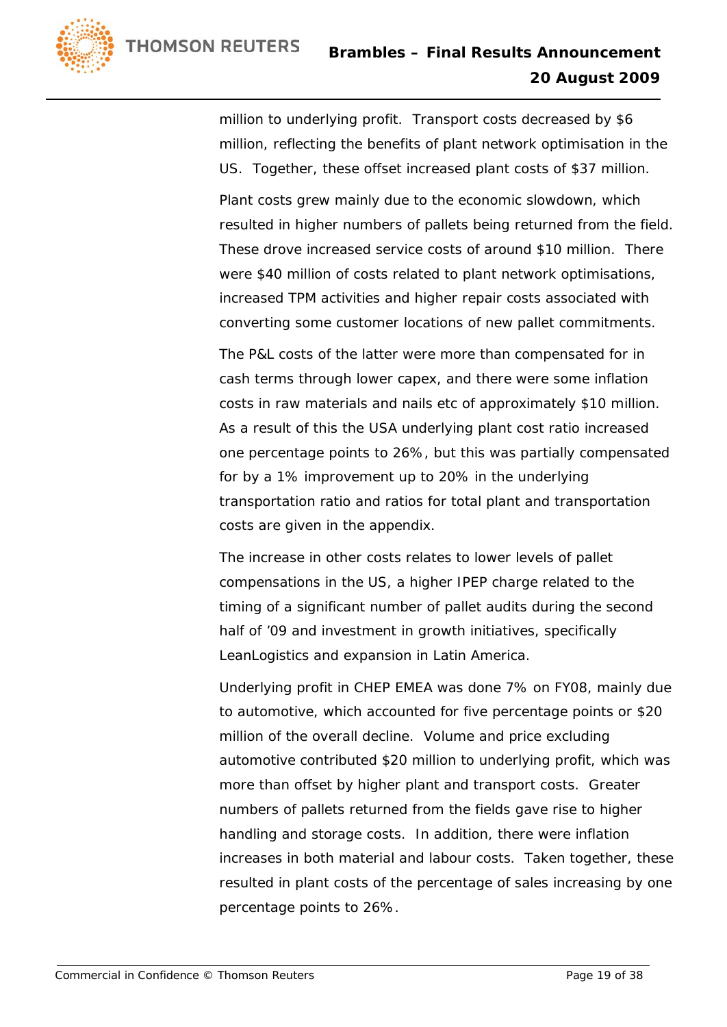million to underlying profit. Transport costs decreased by $6 million, reflecting the benefits of plant network optimisation in the US. Together, these offset increased plant costs of $37 million.

Plant costs grew mainly due to the economic slowdown, which resulted in higher numbers of pallets being returned from the field. These drove increased service costs of around $10 million. There were $40 million of costs related to plant network optimisations, increased TPM activities and higher repair costs associated with converting some customer locations of new pallet commitments.

The P&L costs of the latter were more than compensated for in cash terms through lower capex, and there were some inflation costs in raw materials and nails etc of approximately $10 million. As a result of this the USA underlying plant cost ratio increased one percentage points to 26%, but this was partially compensated for by a 1% improvement up to 20% in the underlying transportation ratio and ratios for total plant and transportation costs are given in the appendix.

The increase in other costs relates to lower levels of pallet compensations in the US, a higher IPEP charge related to the timing of a significant number of pallet audits during the second half of '09 and investment in growth initiatives, specifically LeanLogistics and expansion in Latin America.

Underlying profit in CHEP EMEA was done 7% on FY08, mainly due to automotive, which accounted for five percentage points or $20 million of the overall decline. Volume and price excluding automotive contributed $20 million to underlying profit, which was more than offset by higher plant and transport costs. Greater numbers of pallets returned from the fields gave rise to higher handling and storage costs. In addition, there were inflation increases in both material and labour costs. Taken together, these resulted in plant costs of the percentage of sales increasing by one percentage points to 26%.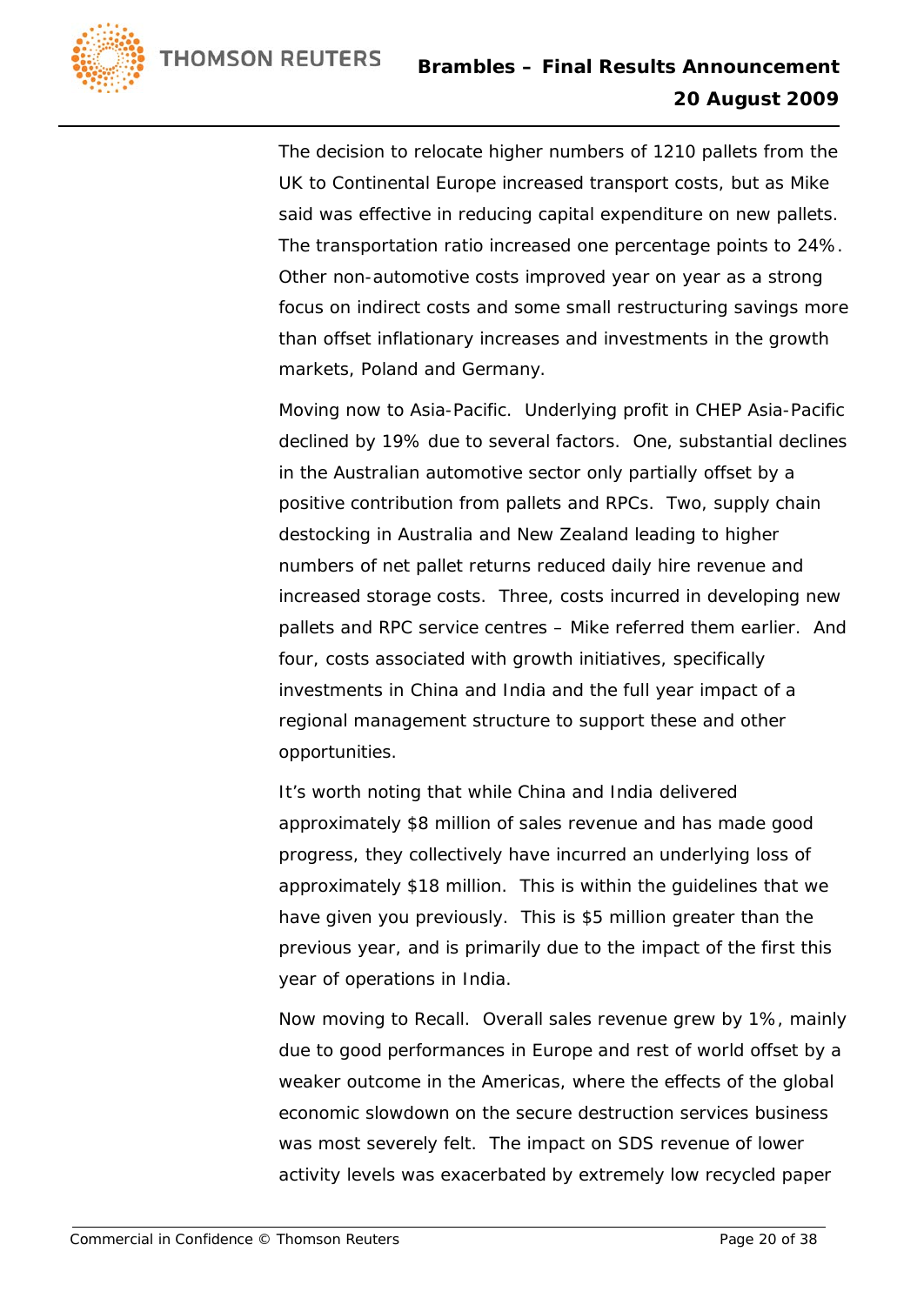The decision to relocate higher numbers of 1210 pallets from the UK to Continental Europe increased transport costs, but as Mike said was effective in reducing capital expenditure on new pallets. The transportation ratio increased one percentage points to 24%. Other non-automotive costs improved year on year as a strong focus on indirect costs and some small restructuring savings more than offset inflationary increases and investments in the growth markets, Poland and Germany.

Moving now to Asia-Pacific. Underlying profit in CHEP Asia-Pacific declined by 19% due to several factors. One, substantial declines in the Australian automotive sector only partially offset by a positive contribution from pallets and RPCs. Two, supply chain destocking in Australia and New Zealand leading to higher numbers of net pallet returns reduced daily hire revenue and increased storage costs. Three, costs incurred in developing new pallets and RPC service centres – Mike referred them earlier. And four, costs associated with growth initiatives, specifically investments in China and India and the full year impact of a regional management structure to support these and other opportunities.

It's worth noting that while China and India delivered approximately $8 million of sales revenue and has made good progress, they collectively have incurred an underlying loss of approximately $18 million. This is within the guidelines that we have given you previously. This is $5 million greater than the previous year, and is primarily due to the impact of the first this year of operations in India.

Now moving to Recall. Overall sales revenue grew by 1%, mainly due to good performances in Europe and rest of world offset by a weaker outcome in the Americas, where the effects of the global economic slowdown on the secure destruction services business was most severely felt. The impact on SDS revenue of lower activity levels was exacerbated by extremely low recycled paper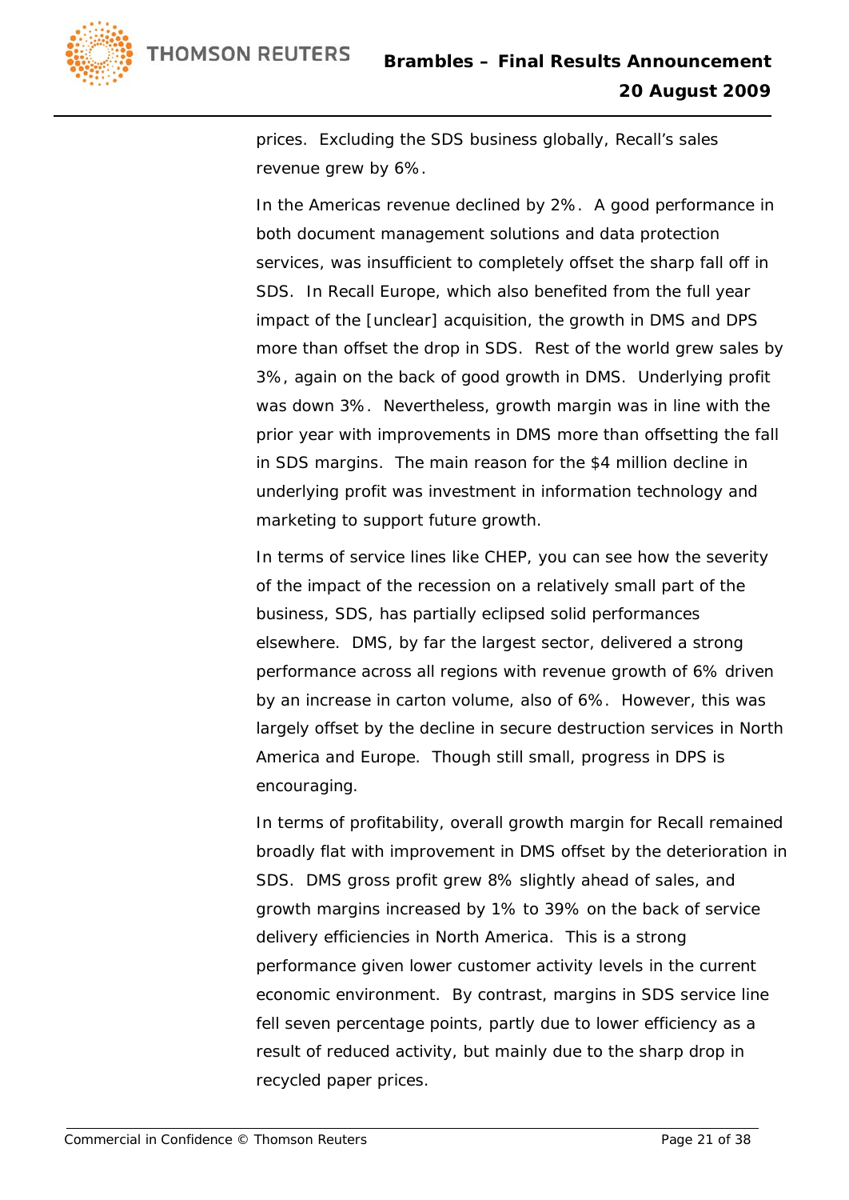prices. Excluding the SDS business globally, Recall's sales revenue grew by 6%.

In the Americas revenue declined by 2%. A good performance in both document management solutions and data protection services, was insufficient to completely offset the sharp fall off in SDS. In Recall Europe, which also benefited from the full year impact of the [unclear] acquisition, the growth in DMS and DPS more than offset the drop in SDS. Rest of the world grew sales by 3%, again on the back of good growth in DMS. Underlying profit was down 3%. Nevertheless, growth margin was in line with the prior year with improvements in DMS more than offsetting the fall in SDS margins. The main reason for the $4 million decline in underlying profit was investment in information technology and marketing to support future growth.

In terms of service lines like CHEP, you can see how the severity of the impact of the recession on a relatively small part of the business, SDS, has partially eclipsed solid performances elsewhere. DMS, by far the largest sector, delivered a strong performance across all regions with revenue growth of 6% driven by an increase in carton volume, also of 6%. However, this was largely offset by the decline in secure destruction services in North America and Europe. Though still small, progress in DPS is encouraging.

In terms of profitability, overall growth margin for Recall remained broadly flat with improvement in DMS offset by the deterioration in SDS. DMS gross profit grew 8% slightly ahead of sales, and growth margins increased by 1% to 39% on the back of service delivery efficiencies in North America. This is a strong performance given lower customer activity levels in the current economic environment. By contrast, margins in SDS service line fell seven percentage points, partly due to lower efficiency as a result of reduced activity, but mainly due to the sharp drop in recycled paper prices.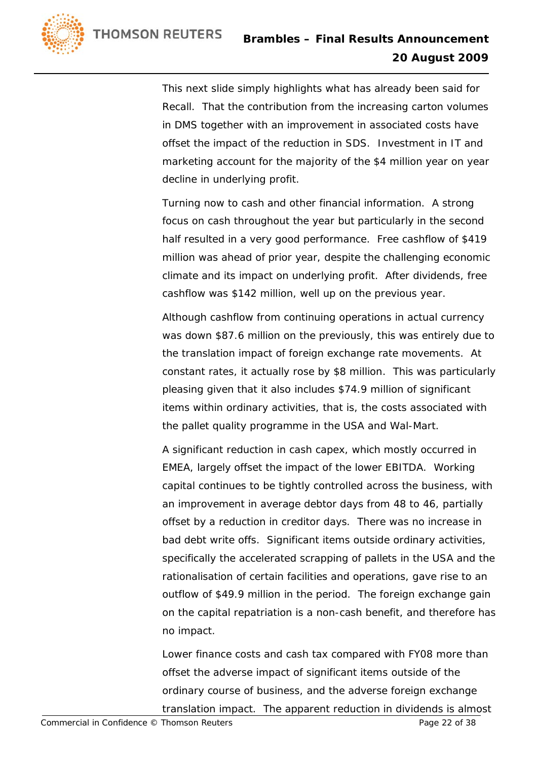This next slide simply highlights what has already been said for Recall. That the contribution from the increasing carton volumes in DMS together with an improvement in associated costs have offset the impact of the reduction in SDS. Investment in IT and marketing account for the majority of the $4 million year on year decline in underlying profit.

Turning now to cash and other financial information. A strong focus on cash throughout the year but particularly in the second half resulted in a very good performance. Free cashflow of $419 million was ahead of prior year, despite the challenging economic climate and its impact on underlying profit. After dividends, free cashflow was $142 million, well up on the previous year.

Although cashflow from continuing operations in actual currency was down $87.6 million on the previously, this was entirely due to the translation impact of foreign exchange rate movements. At constant rates, it actually rose by $8 million. This was particularly pleasing given that it also includes $74.9 million of significant items within ordinary activities, that is, the costs associated with the pallet quality programme in the USA and Wal-Mart.

A significant reduction in cash capex, which mostly occurred in EMEA, largely offset the impact of the lower EBITDA. Working capital continues to be tightly controlled across the business, with an improvement in average debtor days from 48 to 46, partially offset by a reduction in creditor days. There was no increase in bad debt write offs. Significant items outside ordinary activities, specifically the accelerated scrapping of pallets in the USA and the rationalisation of certain facilities and operations, gave rise to an outflow of $49.9 million in the period. The foreign exchange gain on the capital repatriation is a non-cash benefit, and therefore has no impact.

Lower finance costs and cash tax compared with FY08 more than offset the adverse impact of significant items outside of the ordinary course of business, and the adverse foreign exchange translation impact. The apparent reduction in dividends is almost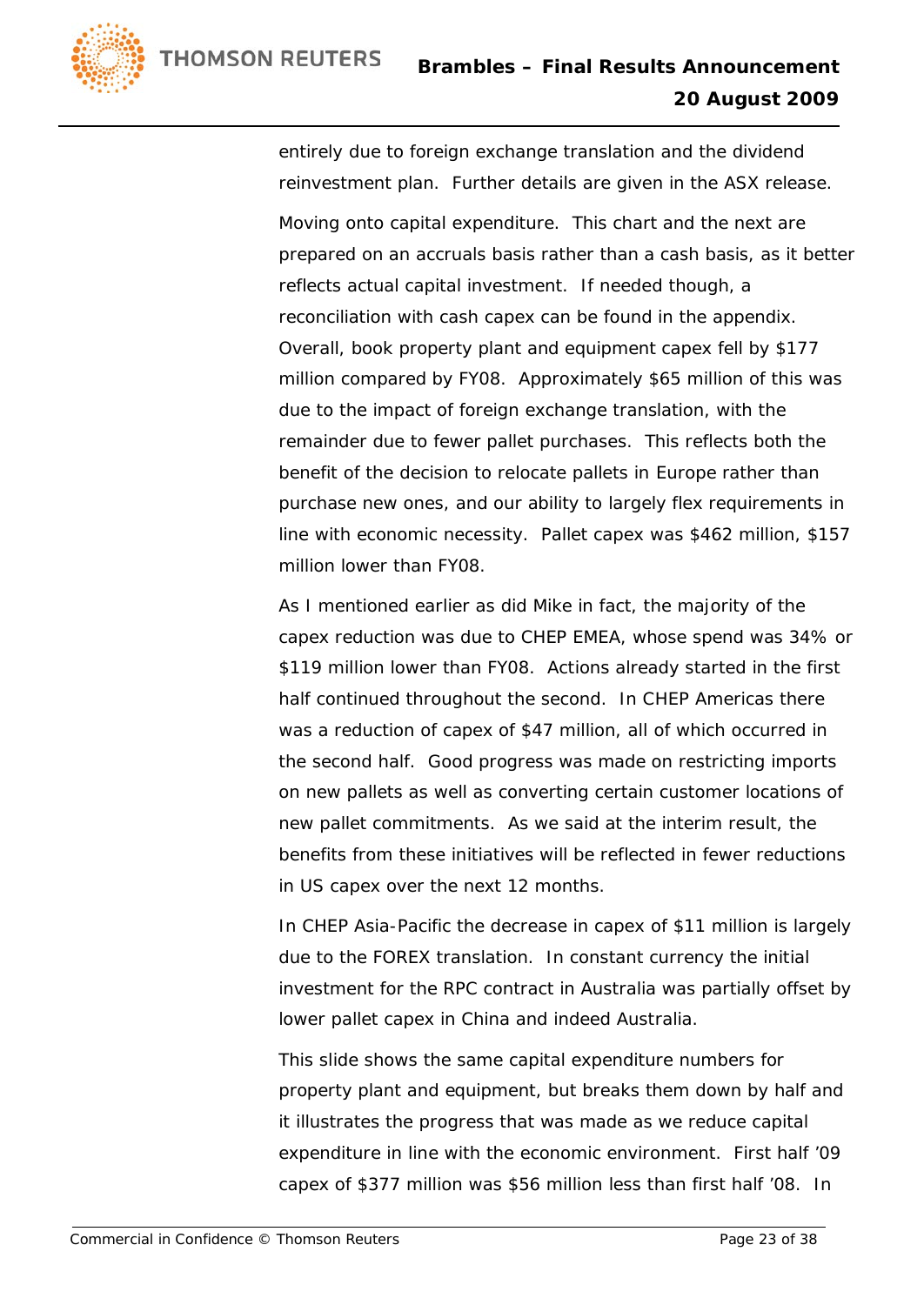entirely due to foreign exchange translation and the dividend reinvestment plan. Further details are given in the ASX release.

Moving onto capital expenditure. This chart and the next are prepared on an accruals basis rather than a cash basis, as it better reflects actual capital investment. If needed though, a reconciliation with cash capex can be found in the appendix. Overall, book property plant and equipment capex fell by $177 million compared by FY08. Approximately $65 million of this was due to the impact of foreign exchange translation, with the remainder due to fewer pallet purchases. This reflects both the benefit of the decision to relocate pallets in Europe rather than purchase new ones, and our ability to largely flex requirements in line with economic necessity. Pallet capex was $462 million, $157 million lower than FY08.

As I mentioned earlier as did Mike in fact, the majority of the capex reduction was due to CHEP EMEA, whose spend was 34% or $119 million lower than FY08. Actions already started in the first half continued throughout the second. In CHEP Americas there was a reduction of capex of $47 million, all of which occurred in the second half. Good progress was made on restricting imports on new pallets as well as converting certain customer locations of new pallet commitments. As we said at the interim result, the benefits from these initiatives will be reflected in fewer reductions in US capex over the next 12 months.

In CHEP Asia-Pacific the decrease in capex of $11 million is largely due to the FOREX translation. In constant currency the initial investment for the RPC contract in Australia was partially offset by lower pallet capex in China and indeed Australia.

This slide shows the same capital expenditure numbers for property plant and equipment, but breaks them down by half and it illustrates the progress that was made as we reduce capital expenditure in line with the economic environment. First half '09 capex of $377 million was $56 million less than first half '08. In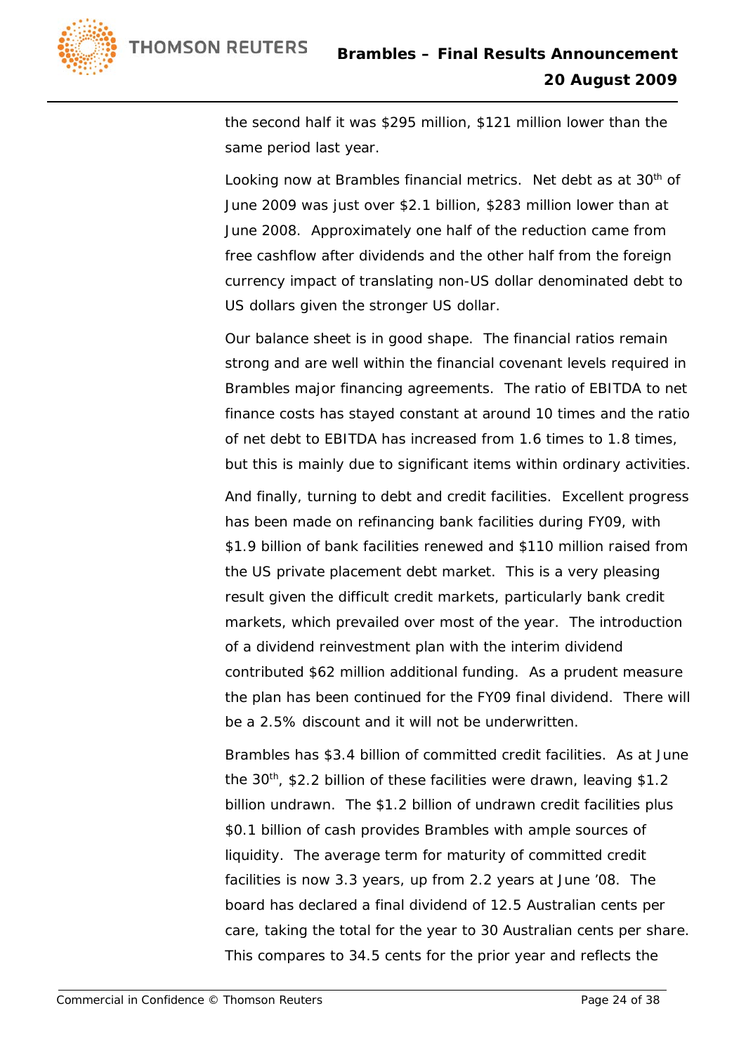the second half it was $295 million, $121 million lower than the same period last year.

Looking now at Brambles financial metrics. Net debt as at 30th of June 2009 was just over $2.1 billion, $283 million lower than at June 2008. Approximately one half of the reduction came from free cashflow after dividends and the other half from the foreign currency impact of translating non-US dollar denominated debt to US dollars given the stronger US dollar.

Our balance sheet is in good shape. The financial ratios remain strong and are well within the financial covenant levels required in Brambles major financing agreements. The ratio of EBITDA to net finance costs has stayed constant at around 10 times and the ratio of net debt to EBITDA has increased from 1.6 times to 1.8 times, but this is mainly due to significant items within ordinary activities.

And finally, turning to debt and credit facilities. Excellent progress has been made on refinancing bank facilities during FY09, with $1.9 billion of bank facilities renewed and $110 million raised from the US private placement debt market. This is a very pleasing result given the difficult credit markets, particularly bank credit markets, which prevailed over most of the year. The introduction of a dividend reinvestment plan with the interim dividend contributed $62 million additional funding. As a prudent measure the plan has been continued for the FY09 final dividend. There will be a 2.5% discount and it will not be underwritten.

Brambles has $3.4 billion of committed credit facilities. As at June the 30th, $2.2 billion of these facilities were drawn, leaving $1.2 billion undrawn. The $1.2 billion of undrawn credit facilities plus $0.1 billion of cash provides Brambles with ample sources of liquidity. The average term for maturity of committed credit facilities is now 3.3 years, up from 2.2 years at June '08. The board has declared a final dividend of 12.5 Australian cents per care, taking the total for the year to 30 Australian cents per share. This compares to 34.5 cents for the prior year and reflects the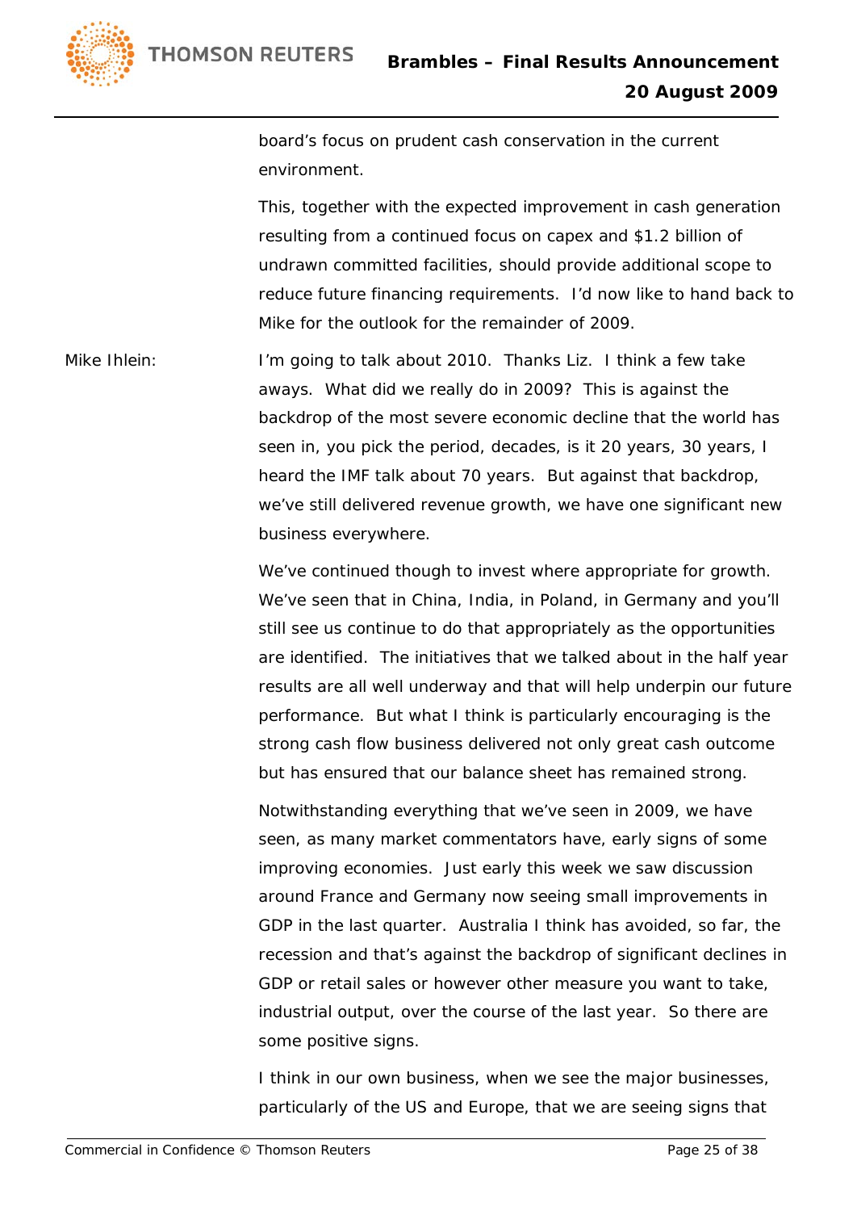board's focus on prudent cash conservation in the current environment.

This, together with the expected improvement in cash generation resulting from a continued focus on capex and $1.2 billion of undrawn committed facilities, should provide additional scope to reduce future financing requirements. I'd now like to hand back to Mike for the outlook for the remainder of 2009.

Mike Ihlein: I'm going to talk about 2010. Thanks Liz. I think a few take aways. What did we really do in 2009? This is against the backdrop of the most severe economic decline that the world has seen in, you pick the period, decades, is it 20 years, 30 years, I heard the IMF talk about 70 years. But against that backdrop, we've still delivered revenue growth, we have one significant new business everywhere.

We've continued though to invest where appropriate for growth. We've seen that in China, India, in Poland, in Germany and you'll still see us continue to do that appropriately as the opportunities are identified. The initiatives that we talked about in the half year results are all well underway and that will help underpin our future performance. But what I think is particularly encouraging is the strong cash flow business delivered not only great cash outcome but has ensured that our balance sheet has remained strong.

Notwithstanding everything that we've seen in 2009, we have seen, as many market commentators have, early signs of some improving economies. Just early this week we saw discussion around France and Germany now seeing small improvements in GDP in the last quarter. Australia I think has avoided, so far, the recession and that's against the backdrop of significant declines in GDP or retail sales or however other measure you want to take, industrial output, over the course of the last year. So there are some positive signs.

I think in our own business, when we see the major businesses, particularly of the US and Europe, that we are seeing signs that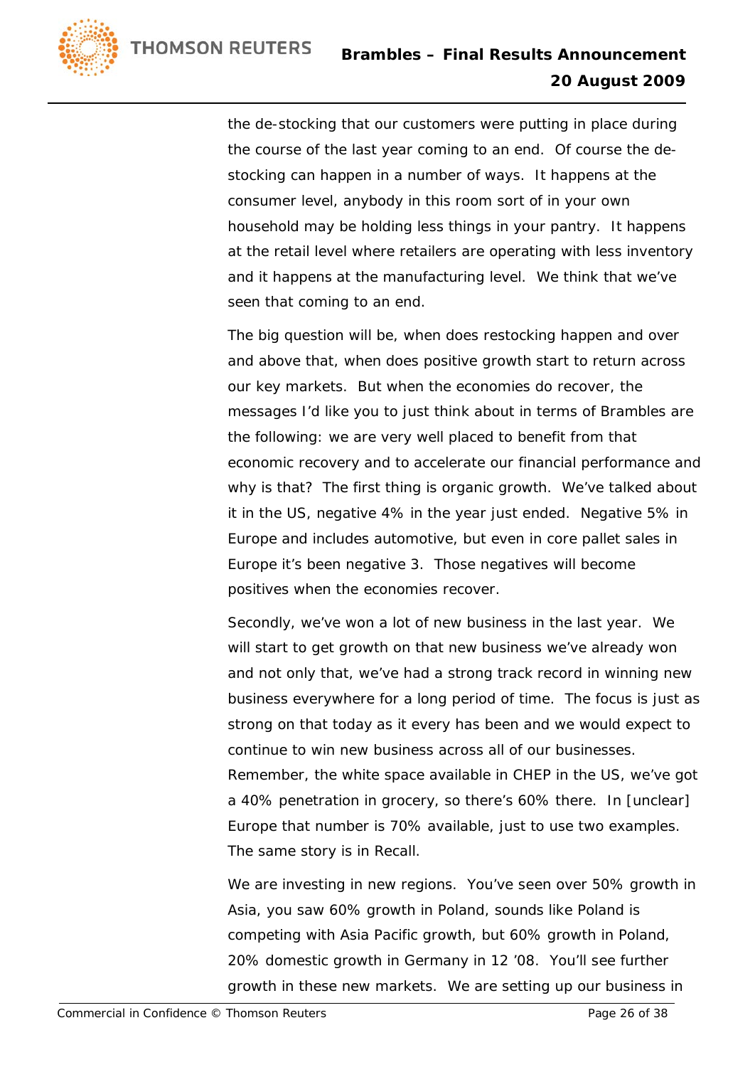the de-stocking that our customers were putting in place during the course of the last year coming to an end. Of course the de-stocking can happen in a number of ways. It happens at the consumer level, anybody in this room sort of in your own household may be holding less things in your pantry. It happens at the retail level where retailers are operating with less inventory and it happens at the manufacturing level. We think that we've seen that coming to an end.

The big question will be, when does restocking happen and over and above that, when does positive growth start to return across our key markets. But when the economies do recover, the messages I'd like you to just think about in terms of Brambles are the following: we are very well placed to benefit from that economic recovery and to accelerate our financial performance and why is that? The first thing is organic growth. We've talked about it in the US, negative 4% in the year just ended. Negative 5% in Europe and includes automotive, but even in core pallet sales in Europe it's been negative 3. Those negatives will become positives when the economies recover.

Secondly, we've won a lot of new business in the last year. We will start to get growth on that new business we've already won and not only that, we've had a strong track record in winning new business everywhere for a long period of time. The focus is just as strong on that today as it every has been and we would expect to continue to win new business across all of our businesses. Remember, the white space available in CHEP in the US, we've got a 40% penetration in grocery, so there's 60% there. In [unclear] Europe that number is 70% available, just to use two examples. The same story is in Recall.

We are investing in new regions. You've seen over 50% growth in Asia, you saw 60% growth in Poland, sounds like Poland is competing with Asia Pacific growth, but 60% growth in Poland, 20% domestic growth in Germany in 12 '08. You'll see further growth in these new markets. We are setting up our business in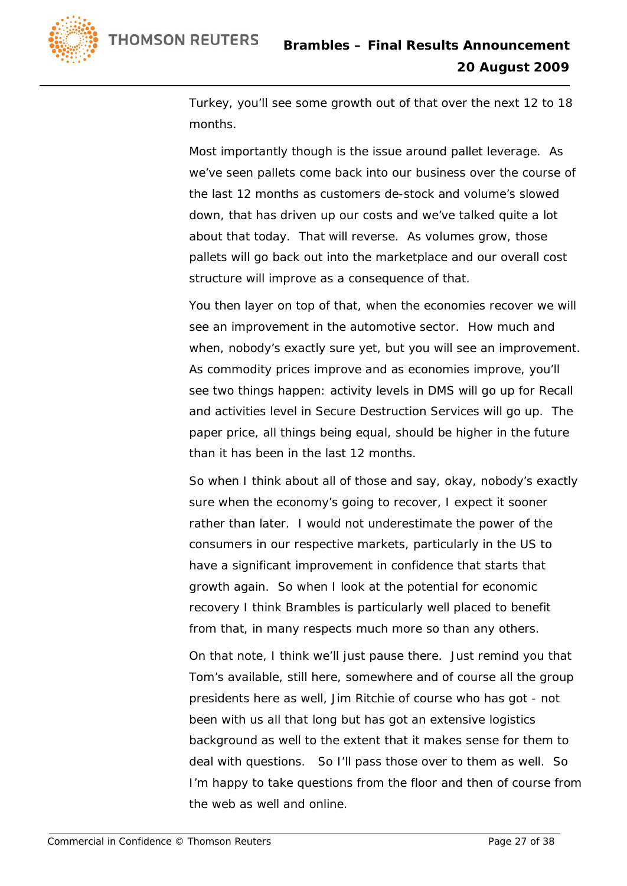Turkey, you'll see some growth out of that over the next 12 to 18 months.

Most importantly though is the issue around pallet leverage. As we've seen pallets come back into our business over the course of the last 12 months as customers de-stock and volume's slowed down, that has driven up our costs and we've talked quite a lot about that today. That will reverse. As volumes grow, those pallets will go back out into the marketplace and our overall cost structure will improve as a consequence of that.

You then layer on top of that, when the economies recover we will see an improvement in the automotive sector. How much and when, nobody's exactly sure yet, but you will see an improvement. As commodity prices improve and as economies improve, you'll see two things happen: activity levels in DMS will go up for Recall and activities level in Secure Destruction Services will go up. The paper price, all things being equal, should be higher in the future than it has been in the last 12 months.

So when I think about all of those and say, okay, nobody's exactly sure when the economy's going to recover, I expect it sooner rather than later. I would not underestimate the power of the consumers in our respective markets, particularly in the US to have a significant improvement in confidence that starts that growth again. So when I look at the potential for economic recovery I think Brambles is particularly well placed to benefit from that, in many respects much more so than any others.

On that note, I think we'll just pause there. Just remind you that Tom's available, still here, somewhere and of course all the group presidents here as well, Jim Ritchie of course who has got - not been with us all that long but has got an extensive logistics background as well to the extent that it makes sense for them to deal with questions. So I'll pass those over to them as well. So I'm happy to take questions from the floor and then of course from the web as well and online.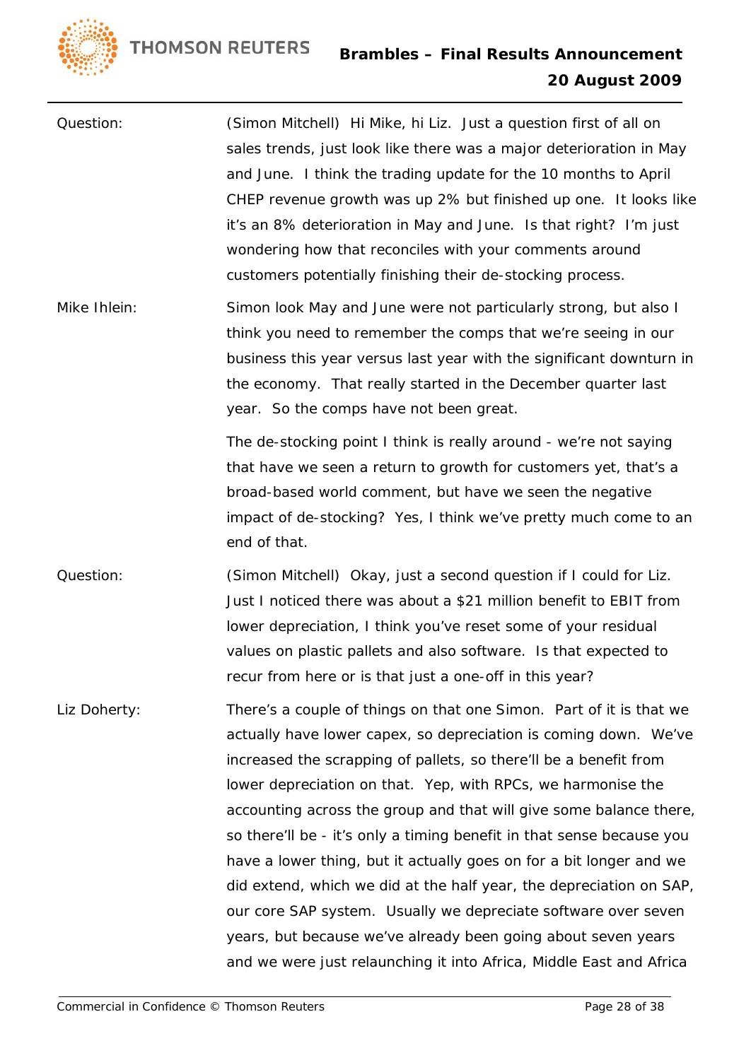Question: (Simon Mitchell) Hi Mike, hi Liz. Just a question first of all on sales trends, just look like there was a major deterioration in May and June. I think the trading update for the 10 months to April CHEP revenue growth was up 2% but finished up one. It looks like it's an 8% deterioration in May and June. Is that right? I'm just wondering how that reconciles with your comments around customers potentially finishing their de-stocking process.

Mike Ihlein: Simon look May and June were not particularly strong, but also I think you need to remember the comps that we're seeing in our business this year versus last year with the significant downturn in the economy. That really started in the December quarter last year. So the comps have not been great.

The de-stocking point I think is really around - we're not saying that have we seen a return to growth for customers yet, that's a broad-based world comment, but have we seen the negative impact of de-stocking? Yes, I think we've pretty much come to an end of that.

Question: (Simon Mitchell) Okay, just a second question if I could for Liz. Just I noticed there was about a $21 million benefit to EBIT from lower depreciation, I think you've reset some of your residual values on plastic pallets and also software. Is that expected to recur from here or is that just a one-off in this year?

Liz Doherty: There's a couple of things on that one Simon. Part of it is that we actually have lower capex, so depreciation is coming down. We've increased the scrapping of pallets, so there'll be a benefit from lower depreciation on that. Yep, with RPCs, we harmonise the accounting across the group and that will give some balance there, so there'll be - it's only a timing benefit in that sense because you have a lower thing, but it actually goes on for a bit longer and we did extend, which we did at the half year, the depreciation on SAP, our core SAP system. Usually we depreciate software over seven years, but because we've already been going about seven years and we were just relaunching it into Africa, Middle East and Africa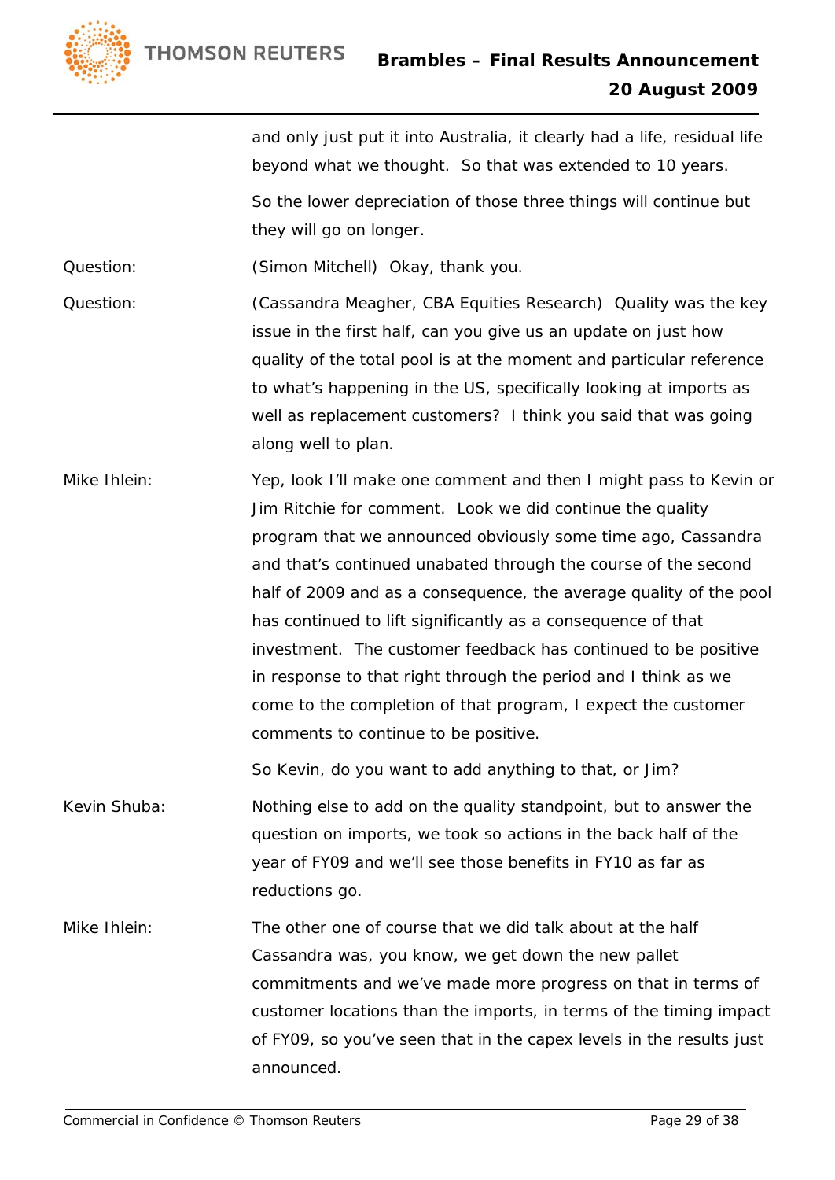and only just put it into Australia, it clearly had a life, residual life beyond what we thought. So that was extended to 10 years.

So the lower depreciation of those three things will continue but they will go on longer.

Question: (Simon Mitchell) Okay, thank you.

Question: (Cassandra Meagher, CBA Equities Research) Quality was the key issue in the first half, can you give us an update on just how quality of the total pool is at the moment and particular reference to what's happening in the US, specifically looking at imports as well as replacement customers? I think you said that was going along well to plan.

Mike Ihlein: Yep, look I'll make one comment and then I might pass to Kevin or Jim Ritchie for comment. Look we did continue the quality program that we announced obviously some time ago, Cassandra and that's continued unabated through the course of the second half of 2009 and as a consequence, the average quality of the pool has continued to lift significantly as a consequence of that investment. The customer feedback has continued to be positive in response to that right through the period and I think as we come to the completion of that program, I expect the customer comments to continue to be positive.

So Kevin, do you want to add anything to that, or Jim?

Kevin Shuba: Nothing else to add on the quality standpoint, but to answer the question on imports, we took so actions in the back half of the year of FY09 and we'll see those benefits in FY10 as far as reductions go.

Mike Ihlein: The other one of course that we did talk about at the half Cassandra was, you know, we get down the new pallet commitments and we've made more progress on that in terms of customer locations than the imports, in terms of the timing impact of FY09, so you've seen that in the capex levels in the results just announced.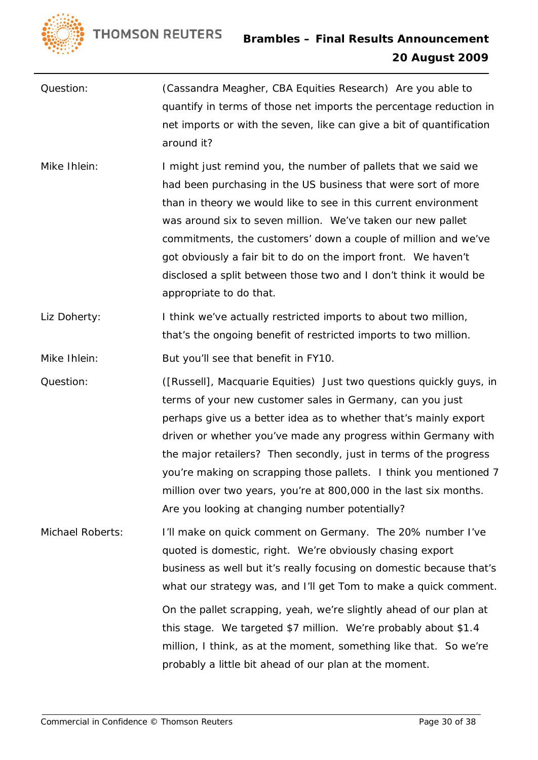| | |
|---|---|
| Question: | (Cassandra Meagher, CBA Equities Research) Are you able to quantify in terms of those net imports the percentage reduction in net imports or with the seven, like can give a bit of quantification around it? |
| Mike Ihlein: | I might just remind you, the number of pallets that we said we had been purchasing in the US business that were sort of more than in theory we would like to see in this current environment was around six to seven million. We've taken our new pallet commitments, the customers' down a couple of million and we've got obviously a fair bit to do on the import front. We haven't disclosed a split between those two and I don't think it would be appropriate to do that. |
| Liz Doherty: | I think we've actually restricted imports to about two million, that's the ongoing benefit of restricted imports to two million. |
| Mike Ihlein: | But you'll see that benefit in FY10. |
| Question: | ([Russell], Macquarie Equities) Just two questions quickly guys, in terms of your new customer sales in Germany, can you just perhaps give us a better idea as to whether that's mainly export driven or whether you've made any progress within Germany with the major retailers? Then secondly, just in terms of the progress you're making on scrapping those pallets. I think you mentioned 7 million over two years, you're at 800,000 in the last six months. Are you looking at changing number potentially? |
| Michael Roberts: | I'll make on quick comment on Germany. The 20% number I've quoted is domestic, right. We're obviously chasing export business as well but it's really focusing on domestic because that's what our strategy was, and I'll get Tom to make a quick comment.<br><br>On the pallet scrapping, yeah, we're slightly ahead of our plan at this stage. We targeted $7 million. We're probably about $1.4 million, I think, as at the moment, something like that. So we're probably a little bit ahead of our plan at the moment. |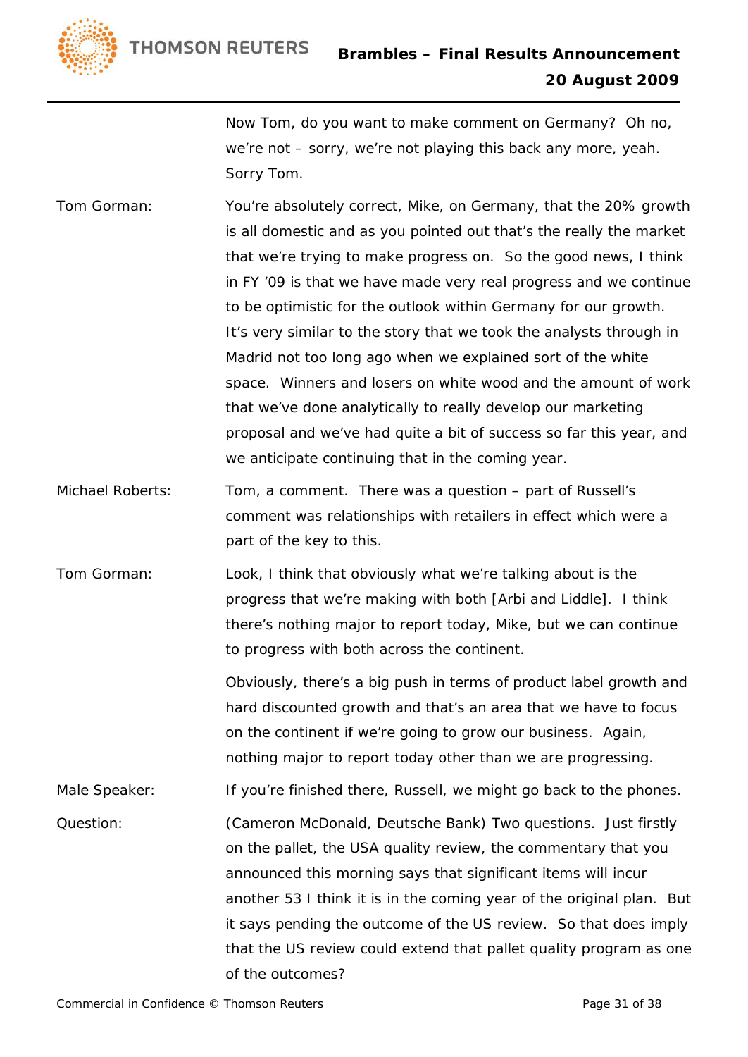Now Tom, do you want to make comment on Germany? Oh no, we're not – sorry, we're not playing this back any more, yeah. Sorry Tom.

Tom Gorman: You're absolutely correct, Mike, on Germany, that the 20% growth is all domestic and as you pointed out that's the really the market that we're trying to make progress on. So the good news, I think in FY '09 is that we have made very real progress and we continue to be optimistic for the outlook within Germany for our growth. It's very similar to the story that we took the analysts through in Madrid not too long ago when we explained sort of the white space. Winners and losers on white wood and the amount of work that we've done analytically to really develop our marketing proposal and we've had quite a bit of success so far this year, and we anticipate continuing that in the coming year.

Michael Roberts: Tom, a comment. There was a question – part of Russell's comment was relationships with retailers in effect which were a part of the key to this.

Tom Gorman: Look, I think that obviously what we're talking about is the progress that we're making with both [Arbi and Liddle]. I think there's nothing major to report today, Mike, but we can continue to progress with both across the continent.

Obviously, there's a big push in terms of product label growth and hard discounted growth and that's an area that we have to focus on the continent if we're going to grow our business. Again, nothing major to report today other than we are progressing.

Male Speaker: If you're finished there, Russell, we might go back to the phones.

Question: (Cameron McDonald, Deutsche Bank) Two questions. Just firstly on the pallet, the USA quality review, the commentary that you announced this morning says that significant items will incur another 53 I think it is in the coming year of the original plan. But it says pending the outcome of the US review. So that does imply that the US review could extend that pallet quality program as one of the outcomes?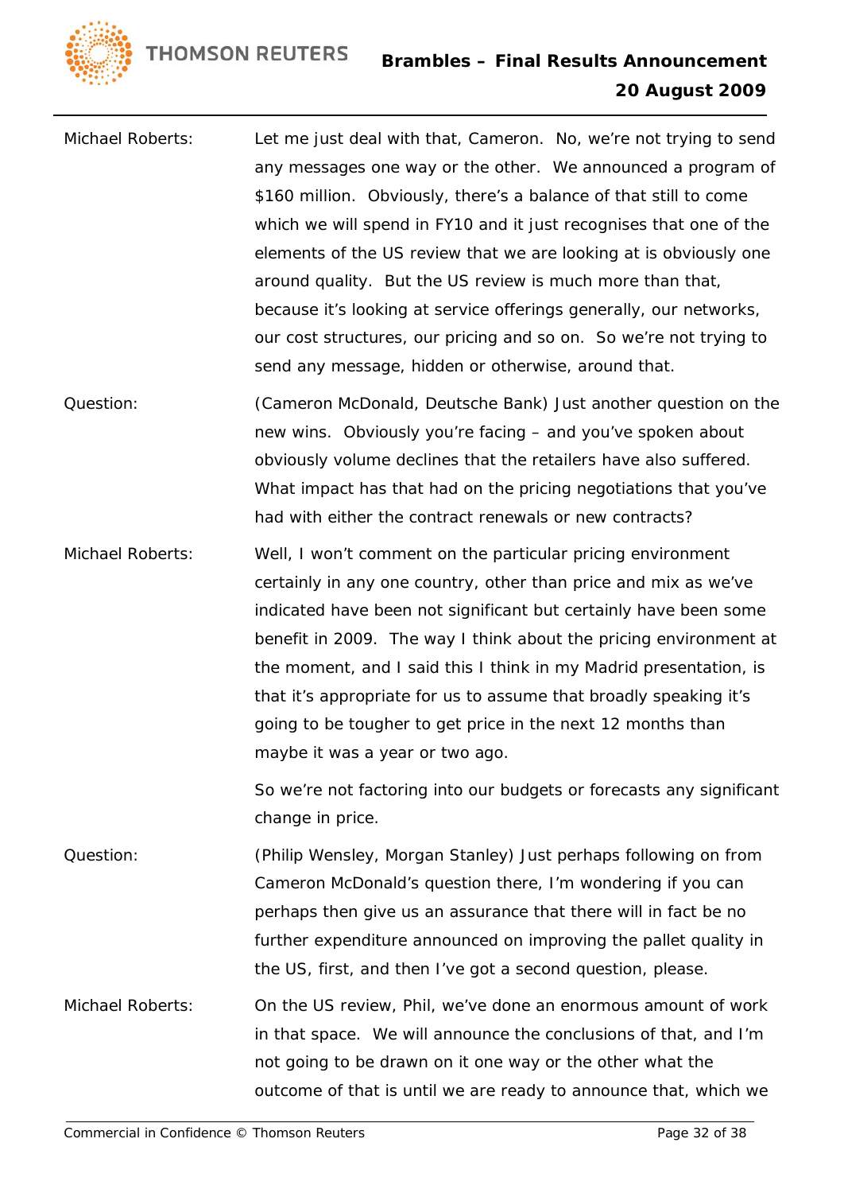Michael Roberts: Let me just deal with that, Cameron. No, we're not trying to send any messages one way or the other. We announced a program of $160 million. Obviously, there's a balance of that still to come which we will spend in FY10 and it just recognises that one of the elements of the US review that we are looking at is obviously one around quality. But the US review is much more than that, because it's looking at service offerings generally, our networks, our cost structures, our pricing and so on. So we're not trying to send any message, hidden or otherwise, around that.

Question: (Cameron McDonald, Deutsche Bank) Just another question on the new wins. Obviously you're facing – and you've spoken about obviously volume declines that the retailers have also suffered. What impact has that had on the pricing negotiations that you've had with either the contract renewals or new contracts?

Michael Roberts: Well, I won't comment on the particular pricing environment certainly in any one country, other than price and mix as we've indicated have been not significant but certainly have been some benefit in 2009. The way I think about the pricing environment at the moment, and I said this I think in my Madrid presentation, is that it's appropriate for us to assume that broadly speaking it's going to be tougher to get price in the next 12 months than maybe it was a year or two ago.

So we're not factoring into our budgets or forecasts any significant change in price.

Question: (Philip Wensley, Morgan Stanley) Just perhaps following on from Cameron McDonald's question there, I'm wondering if you can perhaps then give us an assurance that there will in fact be no further expenditure announced on improving the pallet quality in the US, first, and then I've got a second question, please.

Michael Roberts: On the US review, Phil, we've done an enormous amount of work in that space. We will announce the conclusions of that, and I'm not going to be drawn on it one way or the other what the outcome of that is until we are ready to announce that, which we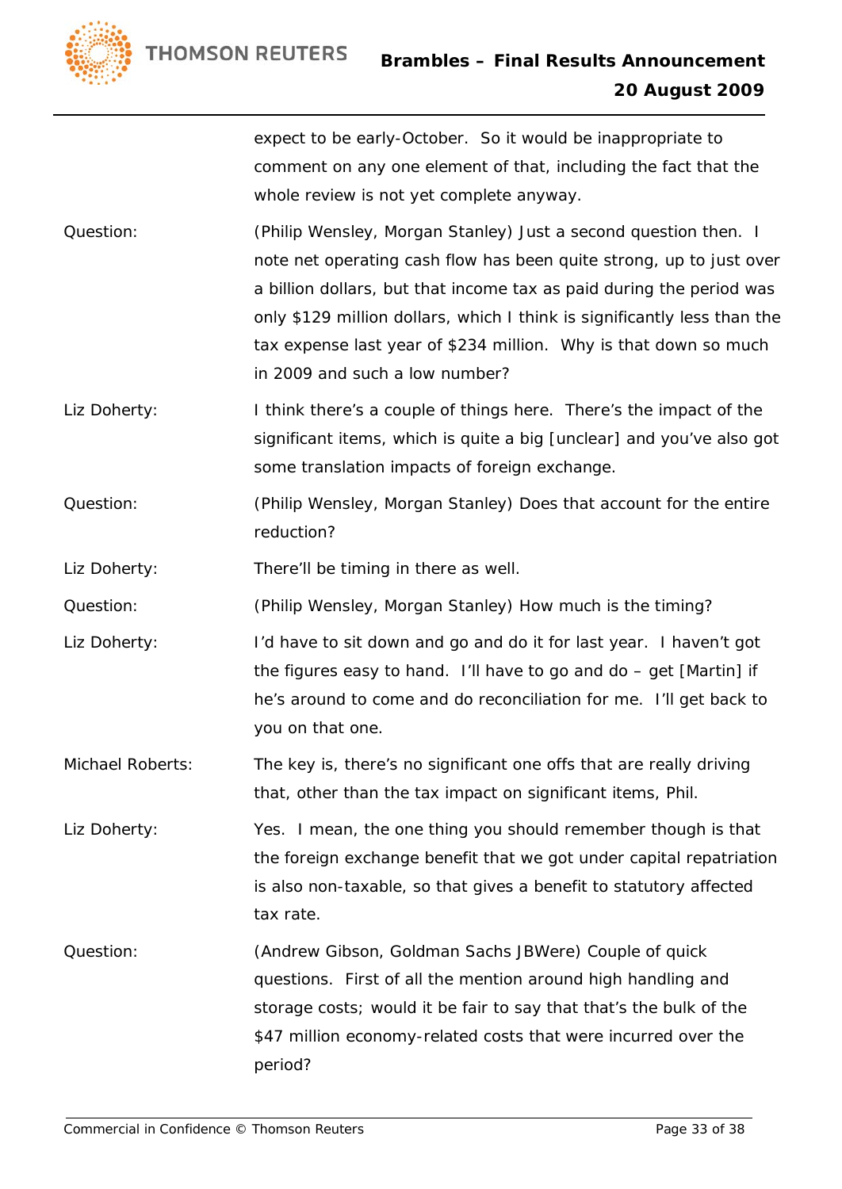expect to be early-October. So it would be inappropriate to comment on any one element of that, including the fact that the whole review is not yet complete anyway.

Question: (Philip Wensley, Morgan Stanley) Just a second question then. I note net operating cash flow has been quite strong, up to just over a billion dollars, but that income tax as paid during the period was only $129 million dollars, which I think is significantly less than the tax expense last year of $234 million. Why is that down so much in 2009 and such a low number?

Liz Doherty: I think there's a couple of things here. There's the impact of the significant items, which is quite a big [unclear] and you've also got some translation impacts of foreign exchange.

Question: (Philip Wensley, Morgan Stanley) Does that account for the entire reduction?

Liz Doherty: There'll be timing in there as well.

Question: (Philip Wensley, Morgan Stanley) How much is the timing?

Liz Doherty: I'd have to sit down and go and do it for last year. I haven't got the figures easy to hand. I'll have to go and do – get [Martin] if he's around to come and do reconciliation for me. I'll get back to you on that one.

Michael Roberts: The key is, there's no significant one offs that are really driving that, other than the tax impact on significant items, Phil.

Liz Doherty: Yes. I mean, the one thing you should remember though is that the foreign exchange benefit that we got under capital repatriation is also non-taxable, so that gives a benefit to statutory affected tax rate.

Question: (Andrew Gibson, Goldman Sachs JBWere) Couple of quick questions. First of all the mention around high handling and storage costs; would it be fair to say that that's the bulk of the $47 million economy-related costs that were incurred over the period?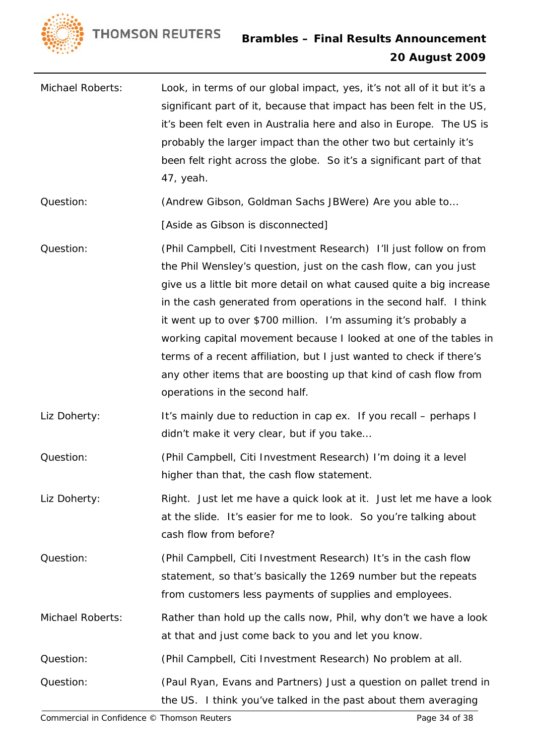Michael Roberts: Look, in terms of our global impact, yes, it's not all of it but it's a significant part of it, because that impact has been felt in the US, it's been felt even in Australia here and also in Europe. The US is probably the larger impact than the other two but certainly it's been felt right across the globe. So it's a significant part of that 47, yeah.

Question: (Andrew Gibson, Goldman Sachs JBWere) Are you able to…

[Aside as Gibson is disconnected]

Question: (Phil Campbell, Citi Investment Research) I'll just follow on from the Phil Wensley's question, just on the cash flow, can you just give us a little bit more detail on what caused quite a big increase in the cash generated from operations in the second half. I think it went up to over $700 million. I'm assuming it's probably a working capital movement because I looked at one of the tables in terms of a recent affiliation, but I just wanted to check if there's any other items that are boosting up that kind of cash flow from operations in the second half.

Liz Doherty: It's mainly due to reduction in cap ex. If you recall – perhaps I didn't make it very clear, but if you take…

Question: (Phil Campbell, Citi Investment Research) I'm doing it a level higher than that, the cash flow statement.

Liz Doherty: Right. Just let me have a quick look at it. Just let me have a look at the slide. It's easier for me to look. So you're talking about cash flow from before?

Question: (Phil Campbell, Citi Investment Research) It's in the cash flow statement, so that's basically the 1269 number but the repeats from customers less payments of supplies and employees.

Michael Roberts: Rather than hold up the calls now, Phil, why don't we have a look at that and just come back to you and let you know.

Question: (Phil Campbell, Citi Investment Research) No problem at all.

Question: (Paul Ryan, Evans and Partners) Just a question on pallet trend in the US. I think you've talked in the past about them averaging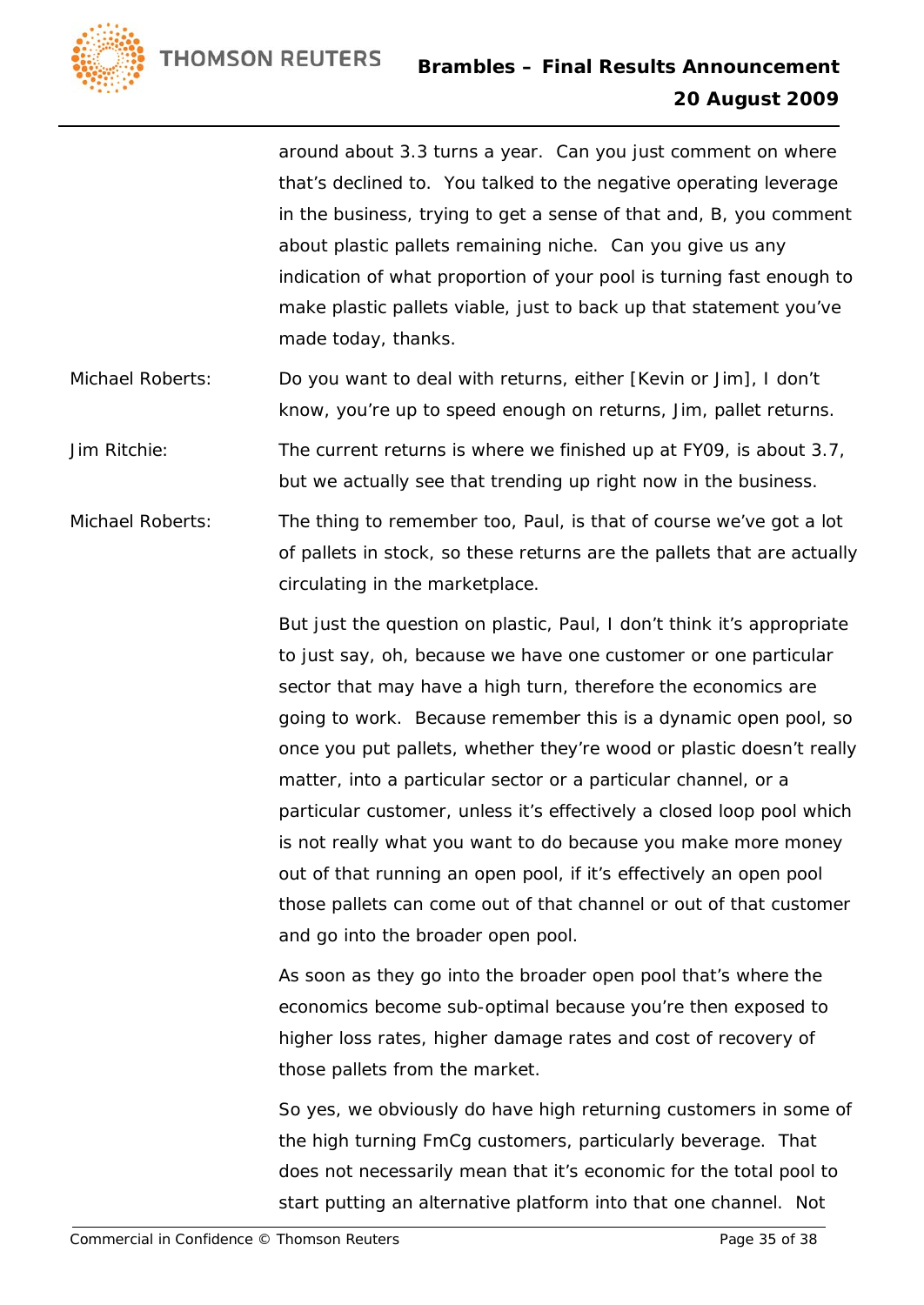around about 3.3 turns a year. Can you just comment on where that's declined to. You talked to the negative operating leverage in the business, trying to get a sense of that and, B, you comment about plastic pallets remaining niche. Can you give us any indication of what proportion of your pool is turning fast enough to make plastic pallets viable, just to back up that statement you've made today, thanks.

Michael Roberts: Do you want to deal with returns, either [Kevin or Jim], I don't know, you're up to speed enough on returns, Jim, pallet returns.

Jim Ritchie: The current returns is where we finished up at FY09, is about 3.7, but we actually see that trending up right now in the business.

Michael Roberts: The thing to remember too, Paul, is that of course we've got a lot of pallets in stock, so these returns are the pallets that are actually circulating in the marketplace.

But just the question on plastic, Paul, I don't think it's appropriate to just say, oh, because we have one customer or one particular sector that may have a high turn, therefore the economics are going to work. Because remember this is a dynamic open pool, so once you put pallets, whether they're wood or plastic doesn't really matter, into a particular sector or a particular channel, or a particular customer, unless it's effectively a closed loop pool which is not really what you want to do because you make more money out of that running an open pool, if it's effectively an open pool those pallets can come out of that channel or out of that customer and go into the broader open pool.

As soon as they go into the broader open pool that's where the economics become sub-optimal because you're then exposed to higher loss rates, higher damage rates and cost of recovery of those pallets from the market.

So yes, we obviously do have high returning customers in some of the high turning FmCg customers, particularly beverage. That does not necessarily mean that it's economic for the total pool to start putting an alternative platform into that one channel. Not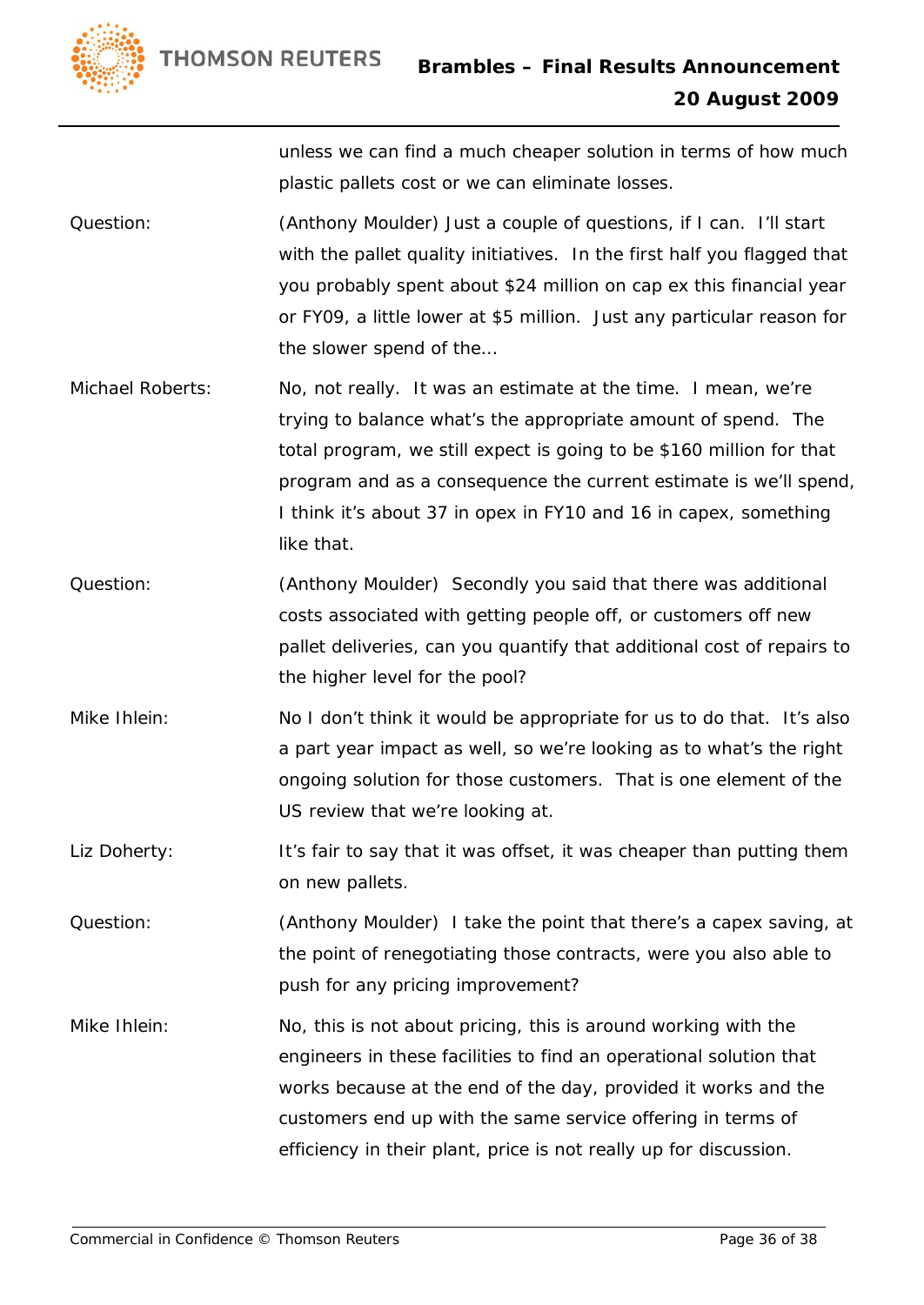unless we can find a much cheaper solution in terms of how much plastic pallets cost or we can eliminate losses.

**Question:** (Anthony Moulder) Just a couple of questions, if I can. I'll start with the pallet quality initiatives. In the first half you flagged that you probably spent about $24 million on cap ex this financial year or FY09, a little lower at $5 million. Just any particular reason for the slower spend of the…

**Michael Roberts:** No, not really. It was an estimate at the time. I mean, we're trying to balance what's the appropriate amount of spend. The total program, we still expect is going to be $160 million for that program and as a consequence the current estimate is we'll spend, I think it's about 37 in opex in FY10 and 16 in capex, something like that.

**Question:** (Anthony Moulder) Secondly you said that there was additional costs associated with getting people off, or customers off new pallet deliveries, can you quantify that additional cost of repairs to the higher level for the pool?

**Mike Ihlein:** No I don't think it would be appropriate for us to do that. It's also a part year impact as well, so we're looking as to what's the right ongoing solution for those customers. That is one element of the US review that we're looking at.

**Liz Doherty:** It's fair to say that it was offset, it was cheaper than putting them on new pallets.

**Question:** (Anthony Moulder) I take the point that there's a capex saving, at the point of renegotiating those contracts, were you also able to push for any pricing improvement?

**Mike Ihlein:** No, this is not about pricing, this is around working with the engineers in these facilities to find an operational solution that works because at the end of the day, provided it works and the customers end up with the same service offering in terms of efficiency in their plant, price is not really up for discussion.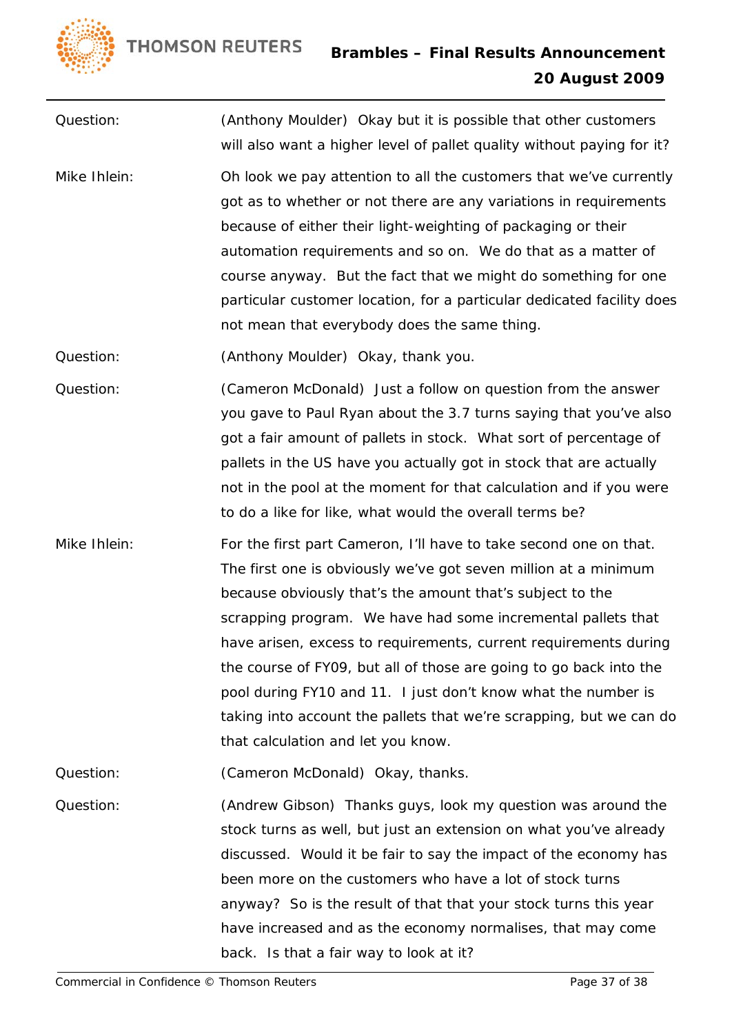Question: (Anthony Moulder) Okay but it is possible that other customers will also want a higher level of pallet quality without paying for it?

Mike Ihlein: Oh look we pay attention to all the customers that we've currently got as to whether or not there are any variations in requirements because of either their light-weighting of packaging or their automation requirements and so on. We do that as a matter of course anyway. But the fact that we might do something for one particular customer location, for a particular dedicated facility does not mean that everybody does the same thing.

Question: (Anthony Moulder) Okay, thank you.

Question: (Cameron McDonald) Just a follow on question from the answer you gave to Paul Ryan about the 3.7 turns saying that you've also got a fair amount of pallets in stock. What sort of percentage of pallets in the US have you actually got in stock that are actually not in the pool at the moment for that calculation and if you were to do a like for like, what would the overall terms be?

Mike Ihlein: For the first part Cameron, I'll have to take second one on that. The first one is obviously we've got seven million at a minimum because obviously that's the amount that's subject to the scrapping program. We have had some incremental pallets that have arisen, excess to requirements, current requirements during the course of FY09, but all of those are going to go back into the pool during FY10 and 11. I just don't know what the number is taking into account the pallets that we're scrapping, but we can do that calculation and let you know.

Question: (Cameron McDonald) Okay, thanks.

Question: (Andrew Gibson) Thanks guys, look my question was around the stock turns as well, but just an extension on what you've already discussed. Would it be fair to say the impact of the economy has been more on the customers who have a lot of stock turns anyway? So is the result of that that your stock turns this year have increased and as the economy normalises, that may come back. Is that a fair way to look at it?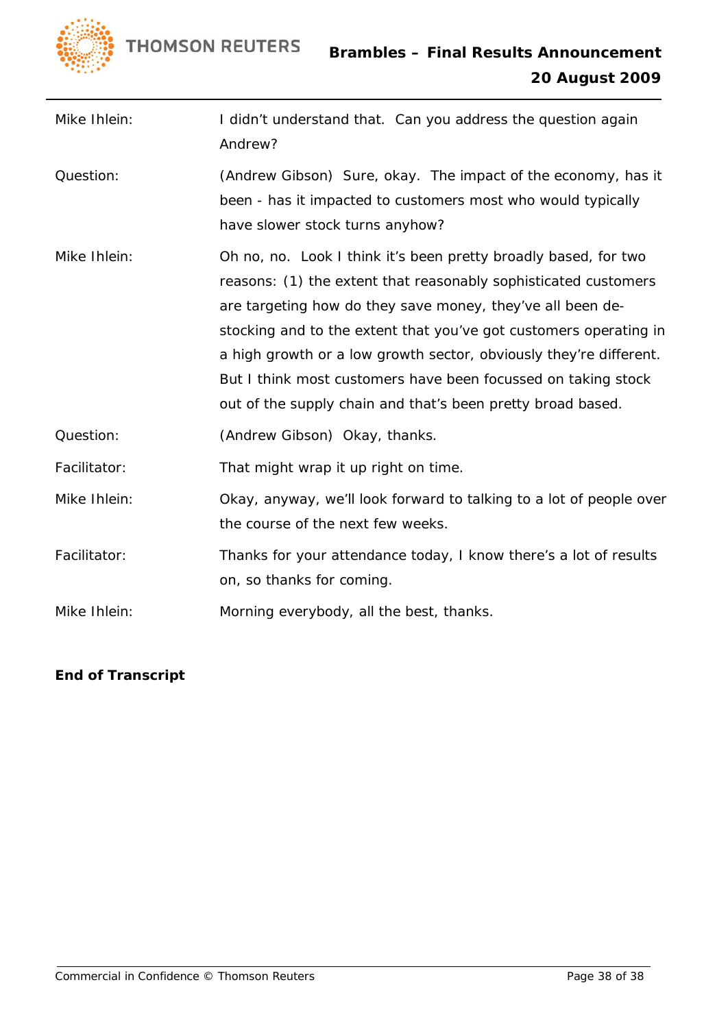| | |
|---|---|
| Mike Ihlein: | I didn't understand that. Can you address the question again Andrew? |
| Question: | (Andrew Gibson) Sure, okay. The impact of the economy, has it been - has it impacted to customers most who would typically have slower stock turns anyhow? |
| Mike Ihlein: | Oh no, no. Look I think it's been pretty broadly based, for two reasons: (1) the extent that reasonably sophisticated customers are targeting how do they save money, they've all been de-stocking and to the extent that you've got customers operating in a high growth or a low growth sector, obviously they're different. But I think most customers have been focussed on taking stock out of the supply chain and that's been pretty broad based. |
| Question: | (Andrew Gibson) Okay, thanks. |
| Facilitator: | That might wrap it up right on time. |
| Mike Ihlein: | Okay, anyway, we'll look forward to talking to a lot of people over the course of the next few weeks. |
| Facilitator: | Thanks for your attendance today, I know there's a lot of results on, so thanks for coming. |
| Mike Ihlein: | Morning everybody, all the best, thanks. |

**End of Transcript**